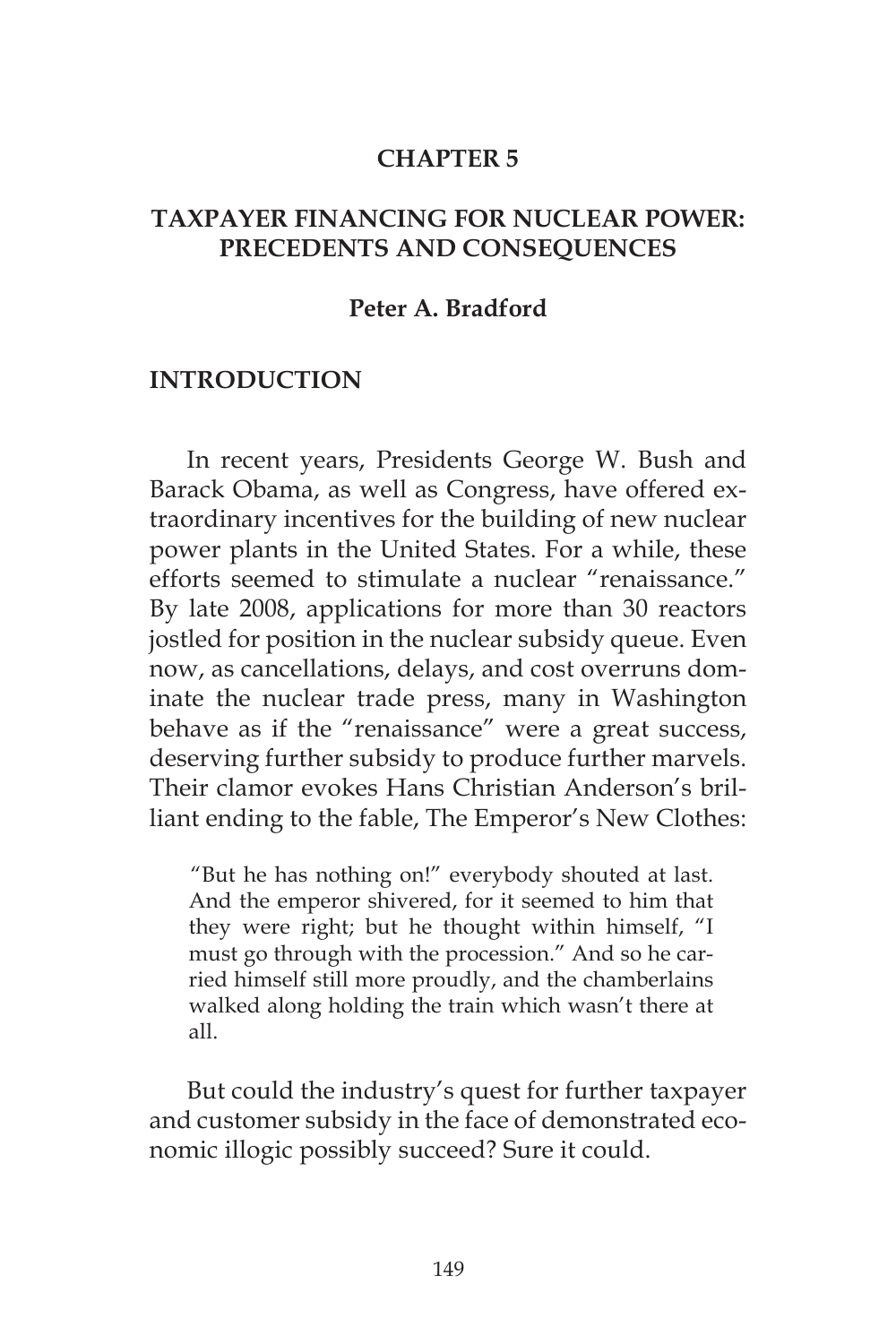# CHAPTER 5

## TAXPAYER FINANCING FOR NUCLEAR POWER: PRECEDENTS AND CONSEQUENCES

**Peter A. Bradford**

## INTRODUCTION

In recent years, Presidents George W. Bush and Barack Obama, as well as Congress, have offered extraordinary incentives for the building of new nuclear power plants in the United States. For a while, these efforts seemed to stimulate a nuclear "renaissance." By late 2008, applications for more than 30 reactors jostled for position in the nuclear subsidy queue. Even now, as cancellations, delays, and cost overruns dominate the nuclear trade press, many in Washington behave as if the "renaissance" were a great success, deserving further subsidy to produce further marvels. Their clamor evokes Hans Christian Anderson's brilliant ending to the fable, The Emperor's New Clothes:

> "But he has nothing on!" everybody shouted at last. And the emperor shivered, for it seemed to him that they were right; but he thought within himself, "I must go through with the procession." And so he carried himself still more proudly, and the chamberlains walked along holding the train which wasn't there at all.

But could the industry's quest for further taxpayer and customer subsidy in the face of demonstrated economic illogic possibly succeed? Sure it could.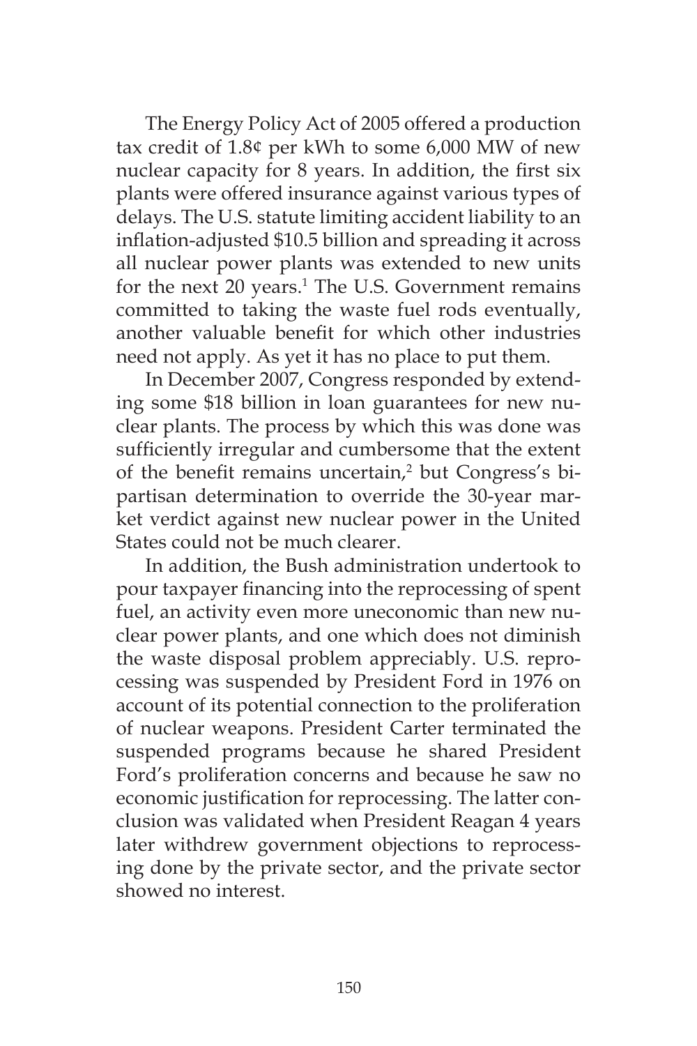The Energy Policy Act of 2005 offered a production tax credit of 1.8¢ per kWh to some 6,000 MW of new nuclear capacity for 8 years. In addition, the first six plants were offered insurance against various types of delays. The U.S. statute limiting accident liability to an inflation-adjusted $10.5 billion and spreading it across all nuclear power plants was extended to new units for the next 20 years.[1] The U.S. Government remains committed to taking the waste fuel rods eventually, another valuable benefit for which other industries need not apply. As yet it has no place to put them.

In December 2007, Congress responded by extending some $18 billion in loan guarantees for new nuclear plants. The process by which this was done was sufficiently irregular and cumbersome that the extent of the benefit remains uncertain,[2] but Congress's bipartisan determination to override the 30-year market verdict against new nuclear power in the United States could not be much clearer.

In addition, the Bush administration undertook to pour taxpayer financing into the reprocessing of spent fuel, an activity even more uneconomic than new nuclear power plants, and one which does not diminish the waste disposal problem appreciably. U.S. reprocessing was suspended by President Ford in 1976 on account of its potential connection to the proliferation of nuclear weapons. President Carter terminated the suspended programs because he shared President Ford's proliferation concerns and because he saw no economic justification for reprocessing. The latter conclusion was validated when President Reagan 4 years later withdrew government objections to reprocessing done by the private sector, and the private sector showed no interest.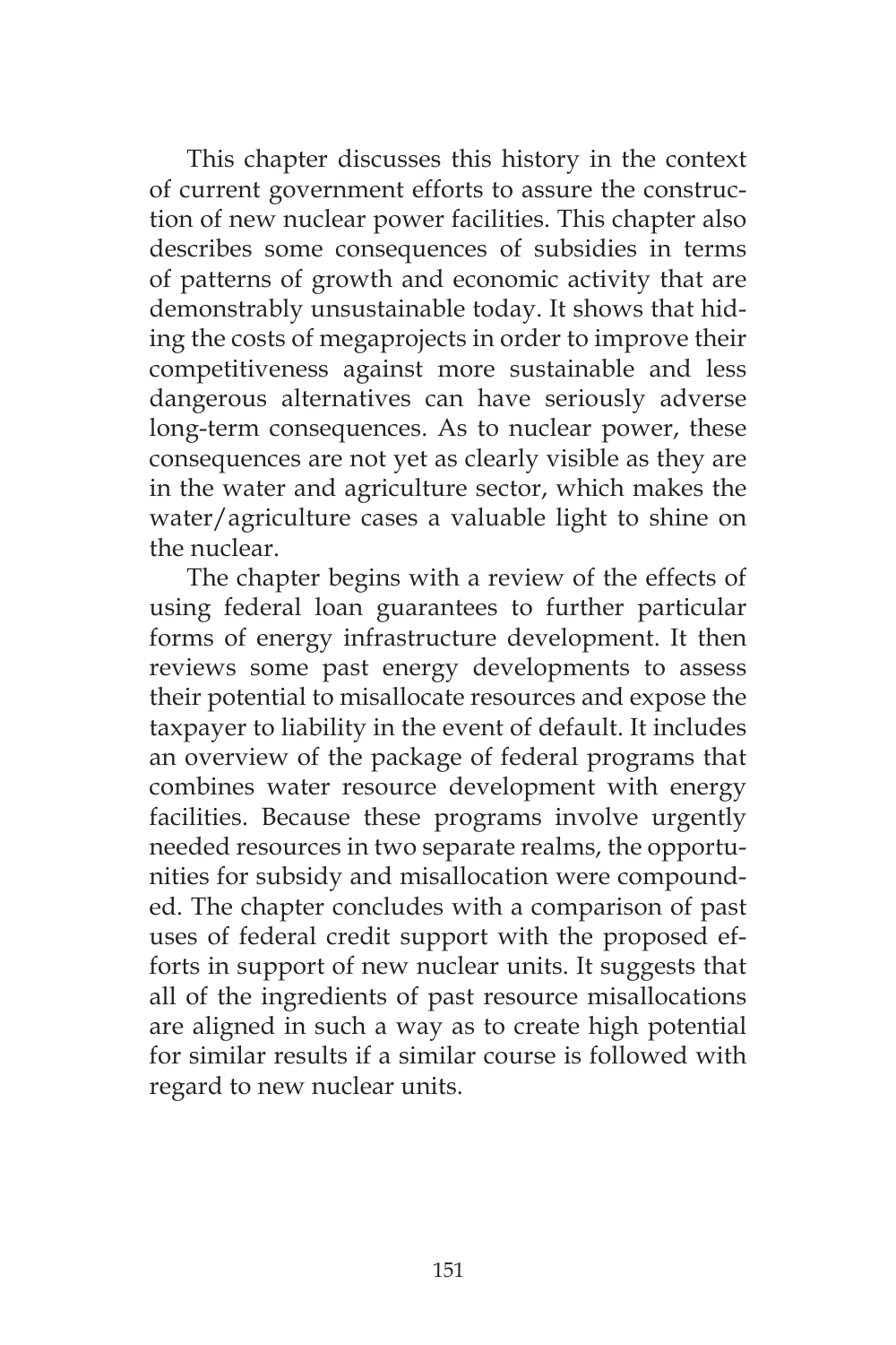This chapter discusses this history in the context of current government efforts to assure the construction of new nuclear power facilities. This chapter also describes some consequences of subsidies in terms of patterns of growth and economic activity that are demonstrably unsustainable today. It shows that hiding the costs of megaprojects in order to improve their competitiveness against more sustainable and less dangerous alternatives can have seriously adverse long-term consequences. As to nuclear power, these consequences are not yet as clearly visible as they are in the water and agriculture sector, which makes the water/agriculture cases a valuable light to shine on the nuclear.

The chapter begins with a review of the effects of using federal loan guarantees to further particular forms of energy infrastructure development. It then reviews some past energy developments to assess their potential to misallocate resources and expose the taxpayer to liability in the event of default. It includes an overview of the package of federal programs that combines water resource development with energy facilities. Because these programs involve urgently needed resources in two separate realms, the opportunities for subsidy and misallocation were compounded. The chapter concludes with a comparison of past uses of federal credit support with the proposed efforts in support of new nuclear units. It suggests that all of the ingredients of past resource misallocations are aligned in such a way as to create high potential for similar results if a similar course is followed with regard to new nuclear units.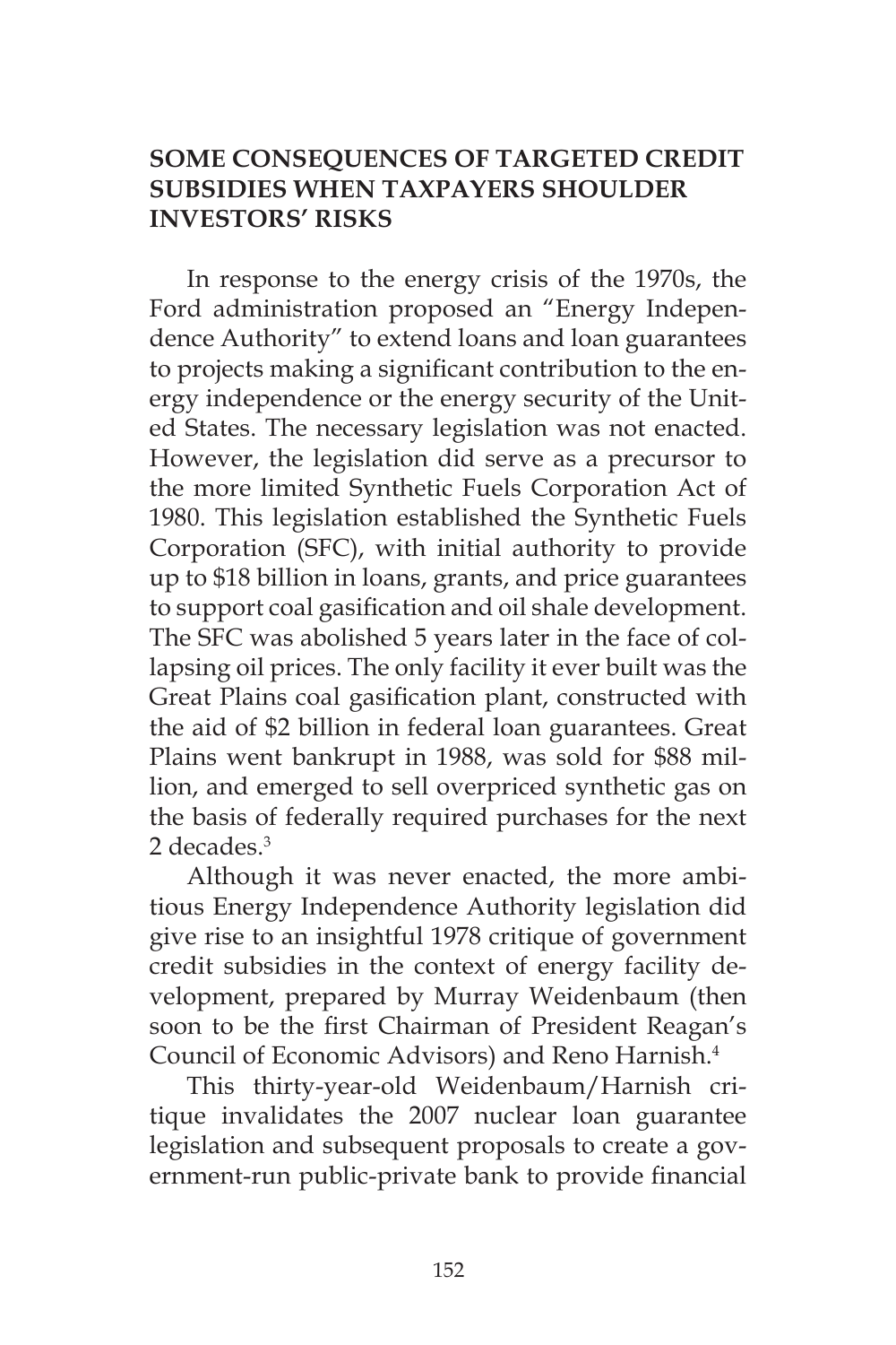## SOME CONSEQUENCES OF TARGETED CREDIT SUBSIDIES WHEN TAXPAYERS SHOULDER INVESTORS' RISKS

In response to the energy crisis of the 1970s, the Ford administration proposed an "Energy Independence Authority" to extend loans and loan guarantees to projects making a significant contribution to the energy independence or the energy security of the United States. The necessary legislation was not enacted. However, the legislation did serve as a precursor to the more limited Synthetic Fuels Corporation Act of 1980. This legislation established the Synthetic Fuels Corporation (SFC), with initial authority to provide up to $18 billion in loans, grants, and price guarantees to support coal gasification and oil shale development. The SFC was abolished 5 years later in the face of collapsing oil prices. The only facility it ever built was the Great Plains coal gasification plant, constructed with the aid of $2 billion in federal loan guarantees. Great Plains went bankrupt in 1988, was sold for $88 million, and emerged to sell overpriced synthetic gas on the basis of federally required purchases for the next 2 decades.[3]

Although it was never enacted, the more ambitious Energy Independence Authority legislation did give rise to an insightful 1978 critique of government credit subsidies in the context of energy facility development, prepared by Murray Weidenbaum (then soon to be the first Chairman of President Reagan's Council of Economic Advisors) and Reno Harnish.[4]

This thirty-year-old Weidenbaum/Harnish critique invalidates the 2007 nuclear loan guarantee legislation and subsequent proposals to create a government-run public-private bank to provide financial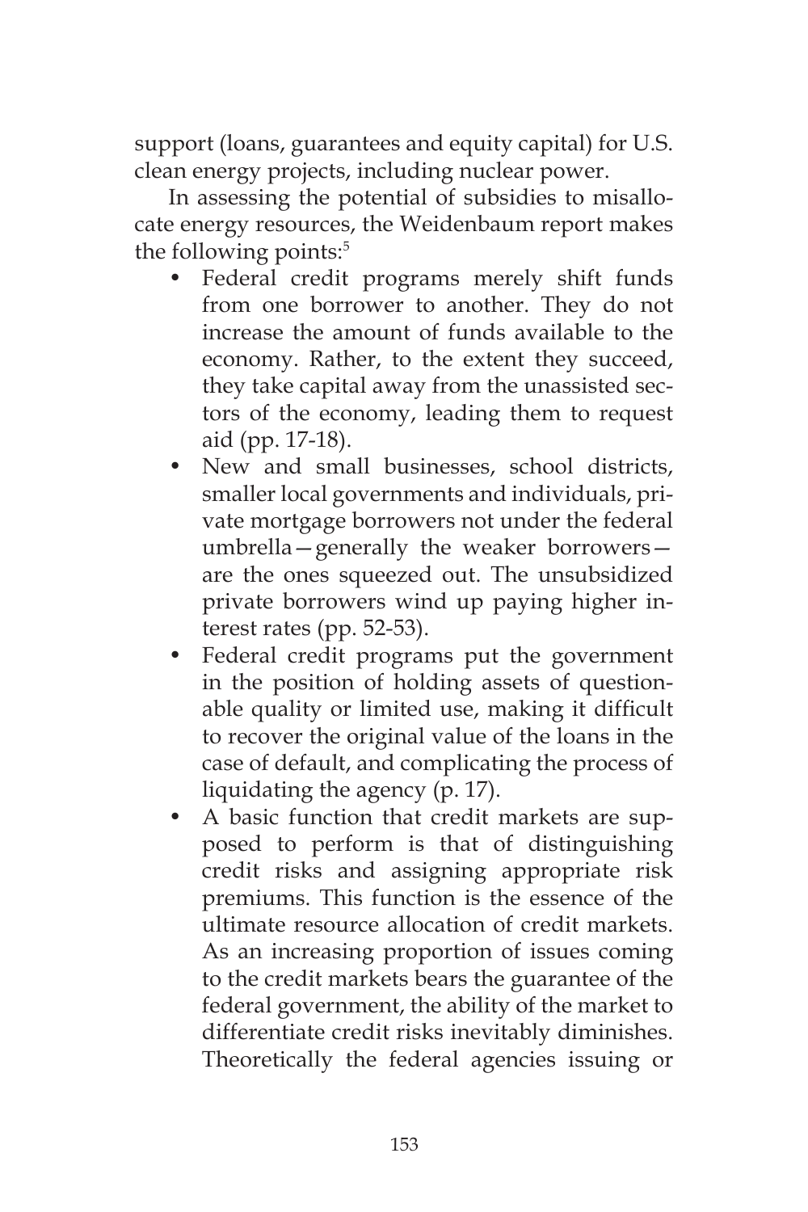support (loans, guarantees and equity capital) for U.S. clean energy projects, including nuclear power.

In assessing the potential of subsidies to misallocate energy resources, the Weidenbaum report makes the following points:[5]

- Federal credit programs merely shift funds from one borrower to another. They do not increase the amount of funds available to the economy. Rather, to the extent they succeed, they take capital away from the unassisted sectors of the economy, leading them to request aid (pp. 17-18).
- New and small businesses, school districts, smaller local governments and individuals, private mortgage borrowers not under the federal umbrella—generally the weaker borrowers—are the ones squeezed out. The unsubsidized private borrowers wind up paying higher interest rates (pp. 52-53).
- Federal credit programs put the government in the position of holding assets of questionable quality or limited use, making it difficult to recover the original value of the loans in the case of default, and complicating the process of liquidating the agency (p. 17).
- A basic function that credit markets are supposed to perform is that of distinguishing credit risks and assigning appropriate risk premiums. This function is the essence of the ultimate resource allocation of credit markets. As an increasing proportion of issues coming to the credit markets bears the guarantee of the federal government, the ability of the market to differentiate credit risks inevitably diminishes. Theoretically the federal agencies issuing or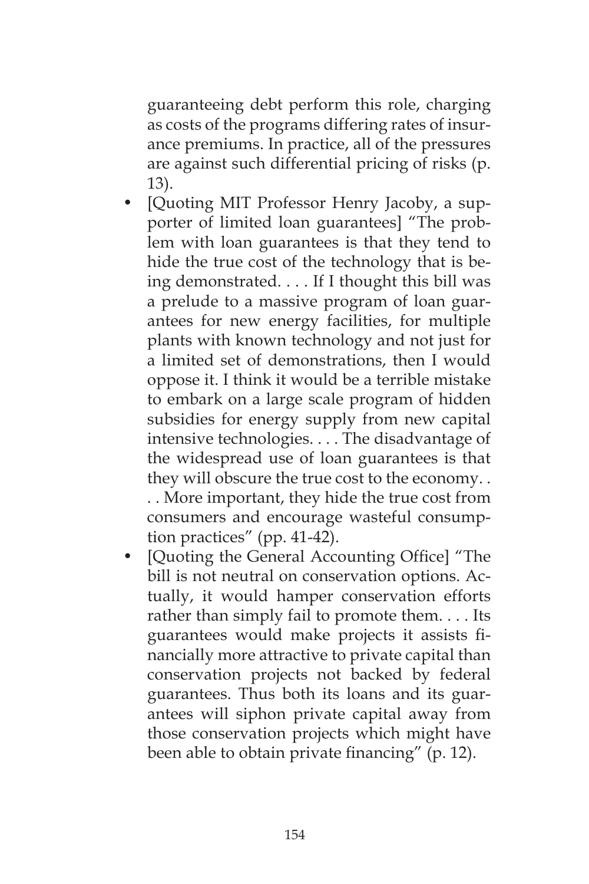guaranteeing debt perform this role, charging as costs of the programs differing rates of insurance premiums. In practice, all of the pressures are against such differential pricing of risks (p. 13).

- [Quoting MIT Professor Henry Jacoby, a supporter of limited loan guarantees] "The problem with loan guarantees is that they tend to hide the true cost of the technology that is being demonstrated. . . . If I thought this bill was a prelude to a massive program of loan guarantees for new energy facilities, for multiple plants with known technology and not just for a limited set of demonstrations, then I would oppose it. I think it would be a terrible mistake to embark on a large scale program of hidden subsidies for energy supply from new capital intensive technologies. . . . The disadvantage of the widespread use of loan guarantees is that they will obscure the true cost to the economy. . . . More important, they hide the true cost from consumers and encourage wasteful consumption practices" (pp. 41-42).
- [Quoting the General Accounting Office] "The bill is not neutral on conservation options. Actually, it would hamper conservation efforts rather than simply fail to promote them. . . . Its guarantees would make projects it assists financially more attractive to private capital than conservation projects not backed by federal guarantees. Thus both its loans and its guarantees will siphon private capital away from those conservation projects which might have been able to obtain private financing" (p. 12).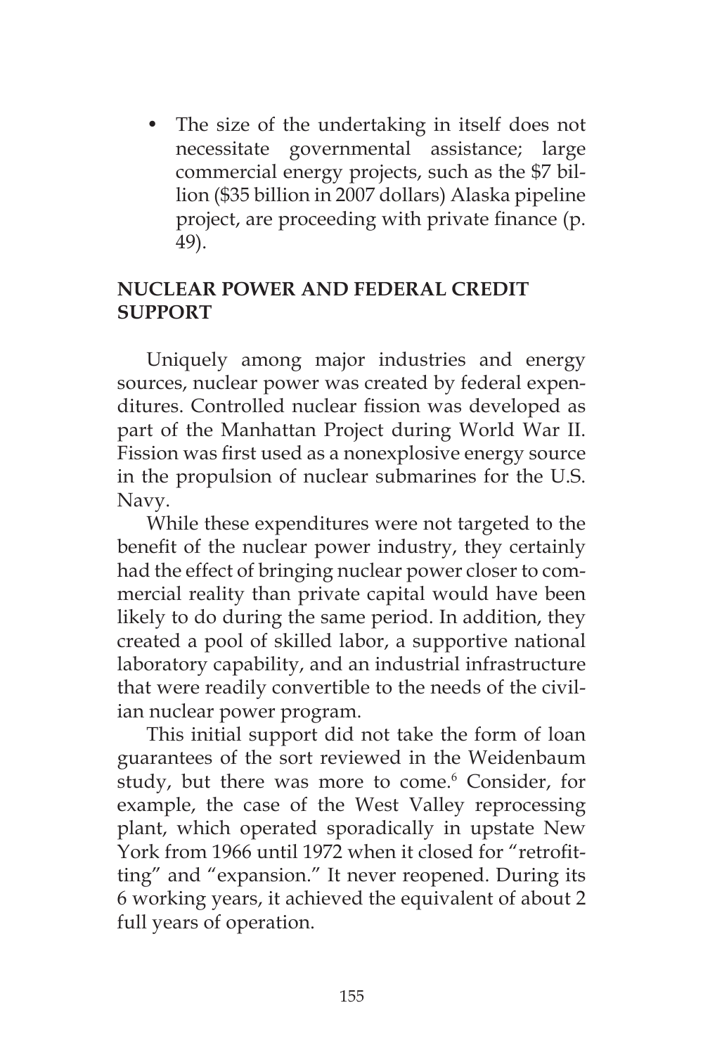- The size of the undertaking in itself does not necessitate governmental assistance; large commercial energy projects, such as the $7 billion ($35 billion in 2007 dollars) Alaska pipeline project, are proceeding with private finance (p. 49).

## NUCLEAR POWER AND FEDERAL CREDIT SUPPORT

Uniquely among major industries and energy sources, nuclear power was created by federal expenditures. Controlled nuclear fission was developed as part of the Manhattan Project during World War II. Fission was first used as a nonexplosive energy source in the propulsion of nuclear submarines for the U.S. Navy.

While these expenditures were not targeted to the benefit of the nuclear power industry, they certainly had the effect of bringing nuclear power closer to commercial reality than private capital would have been likely to do during the same period. In addition, they created a pool of skilled labor, a supportive national laboratory capability, and an industrial infrastructure that were readily convertible to the needs of the civilian nuclear power program.

This initial support did not take the form of loan guarantees of the sort reviewed in the Weidenbaum study, but there was more to come.[6] Consider, for example, the case of the West Valley reprocessing plant, which operated sporadically in upstate New York from 1966 until 1972 when it closed for "retrofitting" and "expansion." It never reopened. During its 6 working years, it achieved the equivalent of about 2 full years of operation.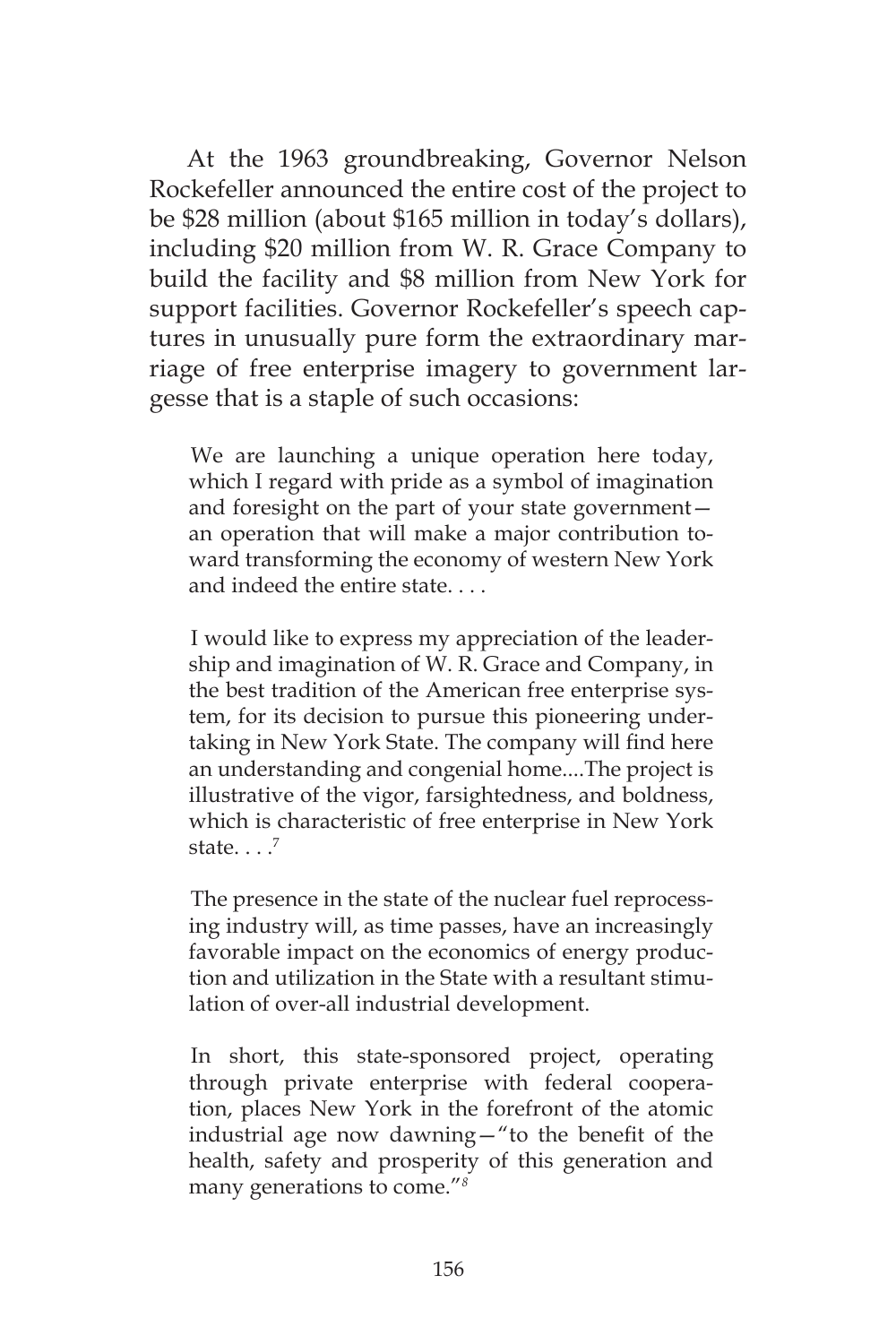At the 1963 groundbreaking, Governor Nelson Rockefeller announced the entire cost of the project to be $28 million (about $165 million in today's dollars), including $20 million from W. R. Grace Company to build the facility and $8 million from New York for support facilities. Governor Rockefeller's speech captures in unusually pure form the extraordinary marriage of free enterprise imagery to government largesse that is a staple of such occasions:

> We are launching a unique operation here today, which I regard with pride as a symbol of imagination and foresight on the part of your state government—an operation that will make a major contribution toward transforming the economy of western New York and indeed the entire state. . . .
>
> I would like to express my appreciation of the leadership and imagination of W. R. Grace and Company, in the best tradition of the American free enterprise system, for its decision to pursue this pioneering undertaking in New York State. The company will find here an understanding and congenial home....The project is illustrative of the vigor, farsightedness, and boldness, which is characteristic of free enterprise in New York state. . . .[7]
>
> The presence in the state of the nuclear fuel reprocessing industry will, as time passes, have an increasingly favorable impact on the economics of energy production and utilization in the State with a resultant stimulation of over-all industrial development.
>
> In short, this state-sponsored project, operating through private enterprise with federal cooperation, places New York in the forefront of the atomic industrial age now dawning—"to the benefit of the health, safety and prosperity of this generation and many generations to come."[8]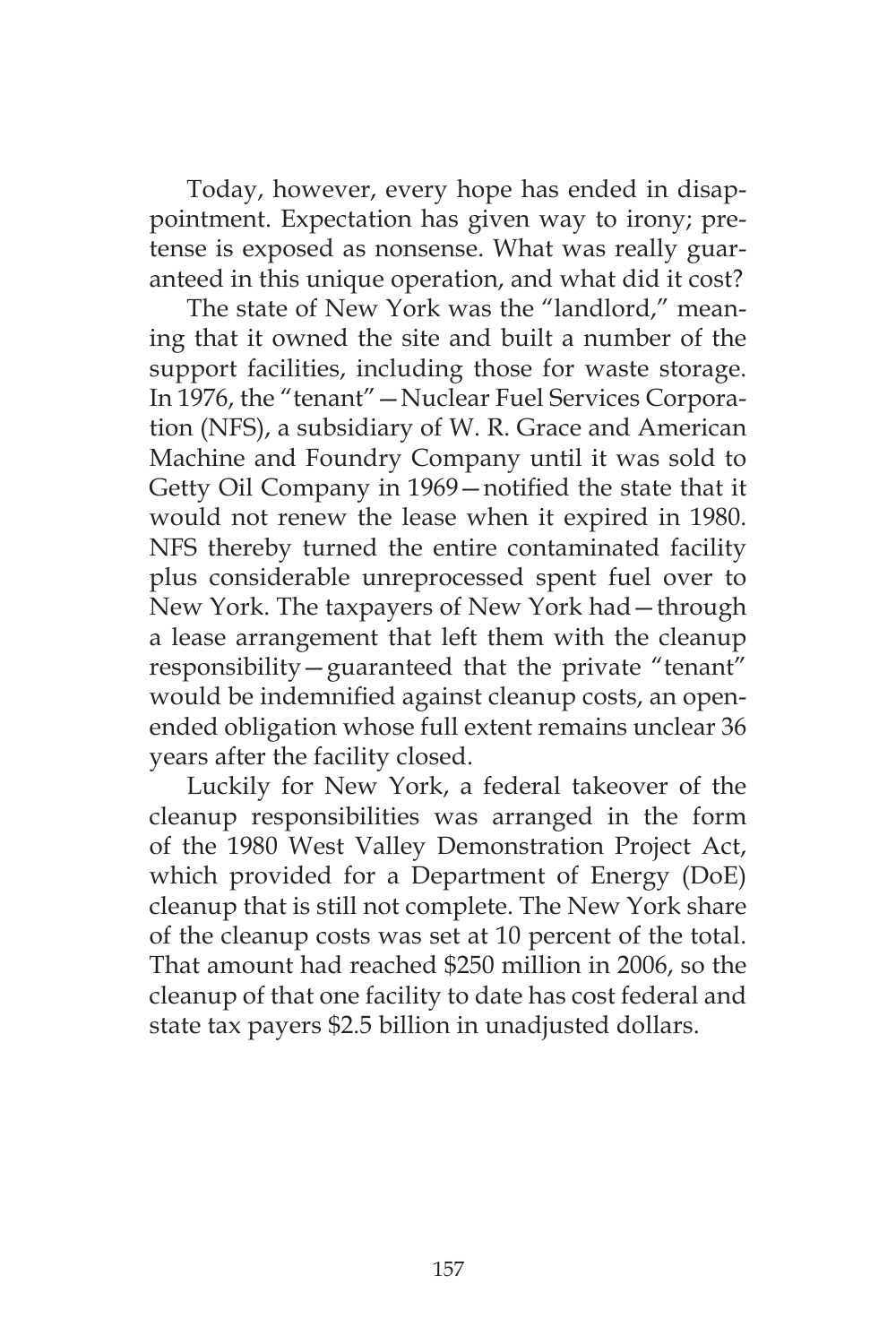Today, however, every hope has ended in disappointment. Expectation has given way to irony; pretense is exposed as nonsense. What was really guaranteed in this unique operation, and what did it cost?

The state of New York was the "landlord," meaning that it owned the site and built a number of the support facilities, including those for waste storage. In 1976, the "tenant"—Nuclear Fuel Services Corporation (NFS), a subsidiary of W. R. Grace and American Machine and Foundry Company until it was sold to Getty Oil Company in 1969—notified the state that it would not renew the lease when it expired in 1980. NFS thereby turned the entire contaminated facility plus considerable unreprocessed spent fuel over to New York. The taxpayers of New York had—through a lease arrangement that left them with the cleanup responsibility—guaranteed that the private "tenant" would be indemnified against cleanup costs, an open-ended obligation whose full extent remains unclear 36 years after the facility closed.

Luckily for New York, a federal takeover of the cleanup responsibilities was arranged in the form of the 1980 West Valley Demonstration Project Act, which provided for a Department of Energy (DoE) cleanup that is still not complete. The New York share of the cleanup costs was set at 10 percent of the total. That amount had reached $250 million in 2006, so the cleanup of that one facility to date has cost federal and state tax payers $2.5 billion in unadjusted dollars.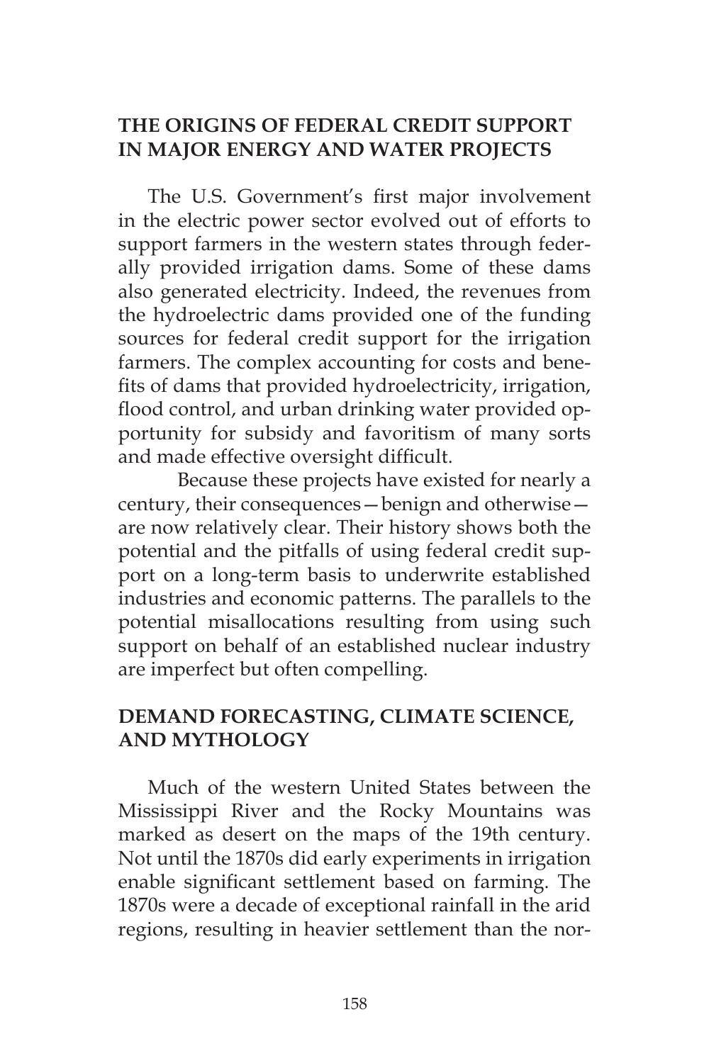## THE ORIGINS OF FEDERAL CREDIT SUPPORT IN MAJOR ENERGY AND WATER PROJECTS

The U.S. Government's first major involvement in the electric power sector evolved out of efforts to support farmers in the western states through federally provided irrigation dams. Some of these dams also generated electricity. Indeed, the revenues from the hydroelectric dams provided one of the funding sources for federal credit support for the irrigation farmers. The complex accounting for costs and benefits of dams that provided hydroelectricity, irrigation, flood control, and urban drinking water provided opportunity for subsidy and favoritism of many sorts and made effective oversight difficult.

Because these projects have existed for nearly a century, their consequences—benign and otherwise—are now relatively clear. Their history shows both the potential and the pitfalls of using federal credit support on a long-term basis to underwrite established industries and economic patterns. The parallels to the potential misallocations resulting from using such support on behalf of an established nuclear industry are imperfect but often compelling.

## DEMAND FORECASTING, CLIMATE SCIENCE, AND MYTHOLOGY

Much of the western United States between the Mississippi River and the Rocky Mountains was marked as desert on the maps of the 19th century. Not until the 1870s did early experiments in irrigation enable significant settlement based on farming. The 1870s were a decade of exceptional rainfall in the arid regions, resulting in heavier settlement than the nor-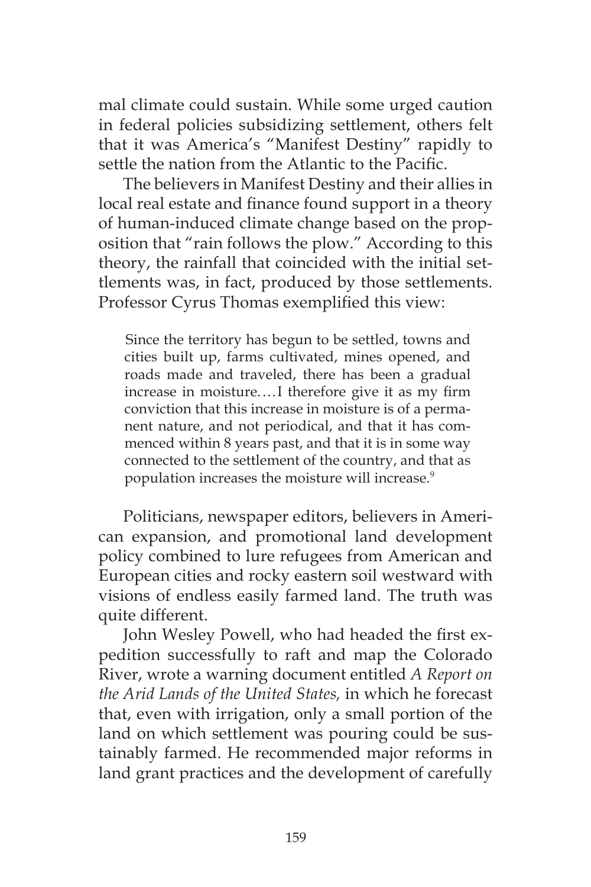mal climate could sustain. While some urged caution in federal policies subsidizing settlement, others felt that it was America's "Manifest Destiny" rapidly to settle the nation from the Atlantic to the Pacific.

The believers in Manifest Destiny and their allies in local real estate and finance found support in a theory of human-induced climate change based on the proposition that "rain follows the plow." According to this theory, the rainfall that coincided with the initial settlements was, in fact, produced by those settlements. Professor Cyrus Thomas exemplified this view:

> Since the territory has begun to be settled, towns and cities built up, farms cultivated, mines opened, and roads made and traveled, there has been a gradual increase in moisture.... I therefore give it as my firm conviction that this increase in moisture is of a permanent nature, and not periodical, and that it has commenced within 8 years past, and that it is in some way connected to the settlement of the country, and that as population increases the moisture will increase.[9]

Politicians, newspaper editors, believers in American expansion, and promotional land development policy combined to lure refugees from American and European cities and rocky eastern soil westward with visions of endless easily farmed land. The truth was quite different.

John Wesley Powell, who had headed the first expedition successfully to raft and map the Colorado River, wrote a warning document entitled *A Report on the Arid Lands of the United States,* in which he forecast that, even with irrigation, only a small portion of the land on which settlement was pouring could be sustainably farmed. He recommended major reforms in land grant practices and the development of carefully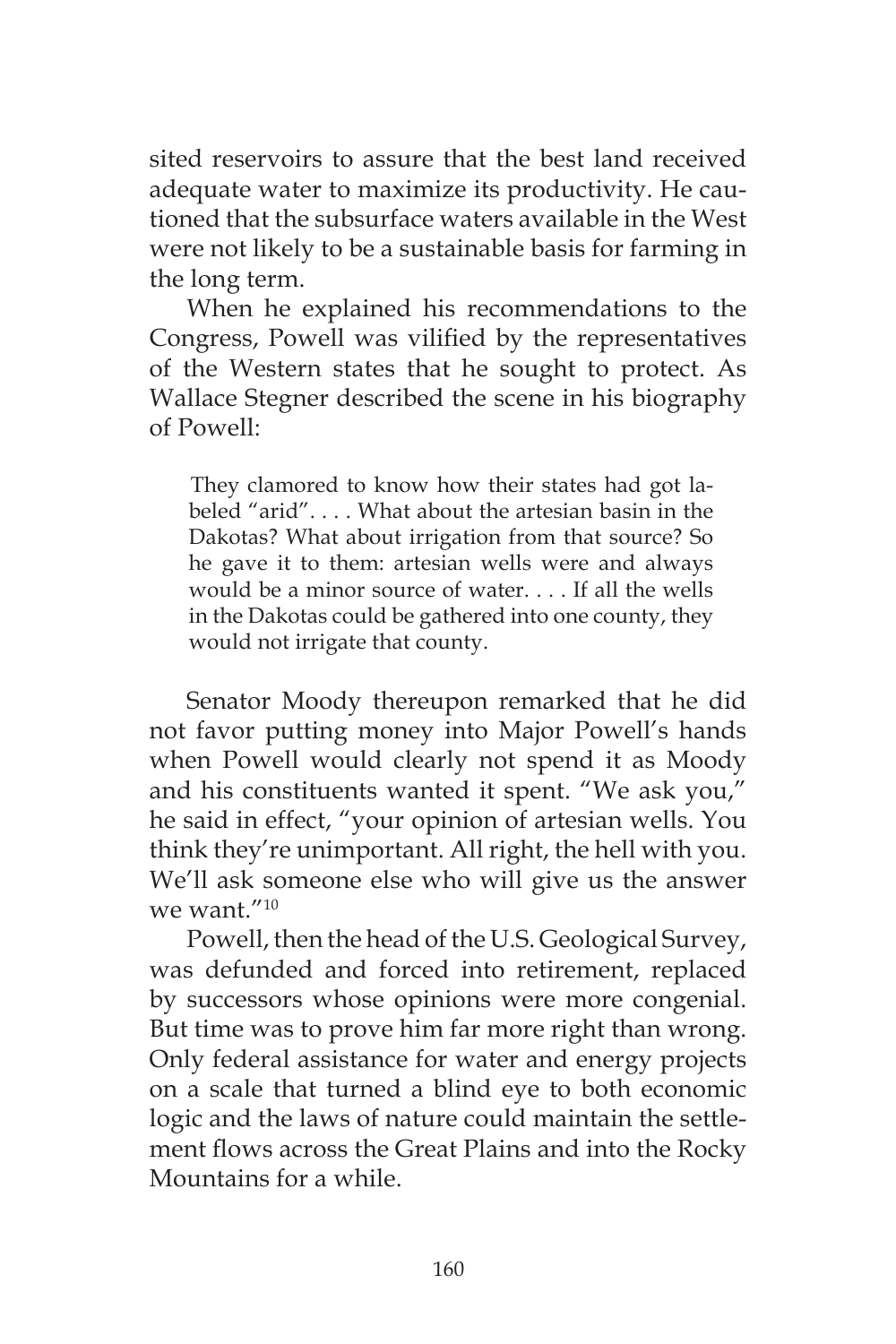sited reservoirs to assure that the best land received adequate water to maximize its productivity. He cautioned that the subsurface waters available in the West were not likely to be a sustainable basis for farming in the long term.

When he explained his recommendations to the Congress, Powell was vilified by the representatives of the Western states that he sought to protect. As Wallace Stegner described the scene in his biography of Powell:

> They clamored to know how their states had got labeled "arid". . . . What about the artesian basin in the Dakotas? What about irrigation from that source? So he gave it to them: artesian wells were and always would be a minor source of water. . . . If all the wells in the Dakotas could be gathered into one county, they would not irrigate that county.

Senator Moody thereupon remarked that he did not favor putting money into Major Powell's hands when Powell would clearly not spend it as Moody and his constituents wanted it spent. "We ask you," he said in effect, "your opinion of artesian wells. You think they're unimportant. All right, the hell with you. We'll ask someone else who will give us the answer we want."[10]

Powell, then the head of the U.S. Geological Survey, was defunded and forced into retirement, replaced by successors whose opinions were more congenial. But time was to prove him far more right than wrong. Only federal assistance for water and energy projects on a scale that turned a blind eye to both economic logic and the laws of nature could maintain the settlement flows across the Great Plains and into the Rocky Mountains for a while.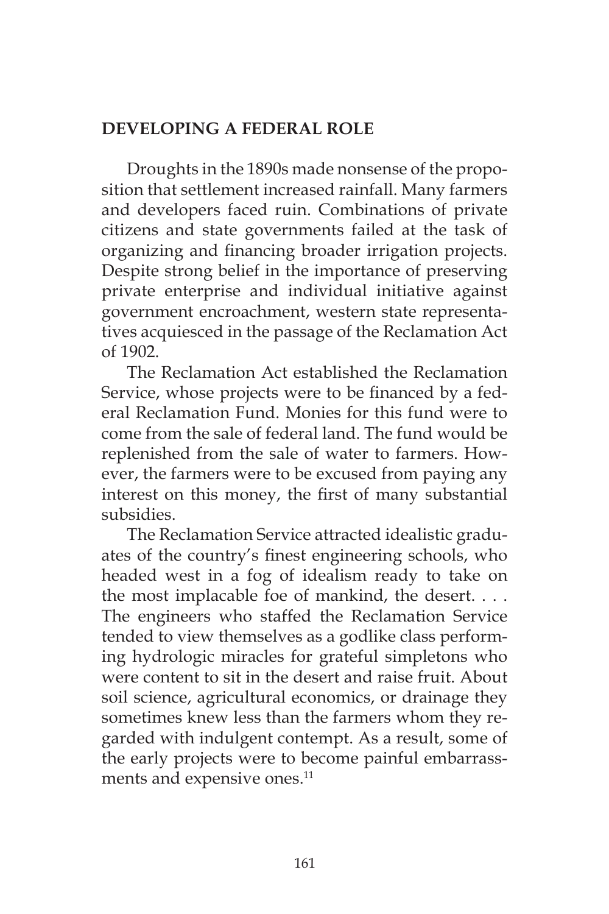## DEVELOPING A FEDERAL ROLE

Droughts in the 1890s made nonsense of the proposition that settlement increased rainfall. Many farmers and developers faced ruin. Combinations of private citizens and state governments failed at the task of organizing and financing broader irrigation projects. Despite strong belief in the importance of preserving private enterprise and individual initiative against government encroachment, western state representatives acquiesced in the passage of the Reclamation Act of 1902.

The Reclamation Act established the Reclamation Service, whose projects were to be financed by a federal Reclamation Fund. Monies for this fund were to come from the sale of federal land. The fund would be replenished from the sale of water to farmers. However, the farmers were to be excused from paying any interest on this money, the first of many substantial subsidies.

The Reclamation Service attracted idealistic graduates of the country's finest engineering schools, who headed west in a fog of idealism ready to take on the most implacable foe of mankind, the desert. . . . The engineers who staffed the Reclamation Service tended to view themselves as a godlike class performing hydrologic miracles for grateful simpletons who were content to sit in the desert and raise fruit. About soil science, agricultural economics, or drainage they sometimes knew less than the farmers whom they regarded with indulgent contempt. As a result, some of the early projects were to become painful embarrassments and expensive ones.[11]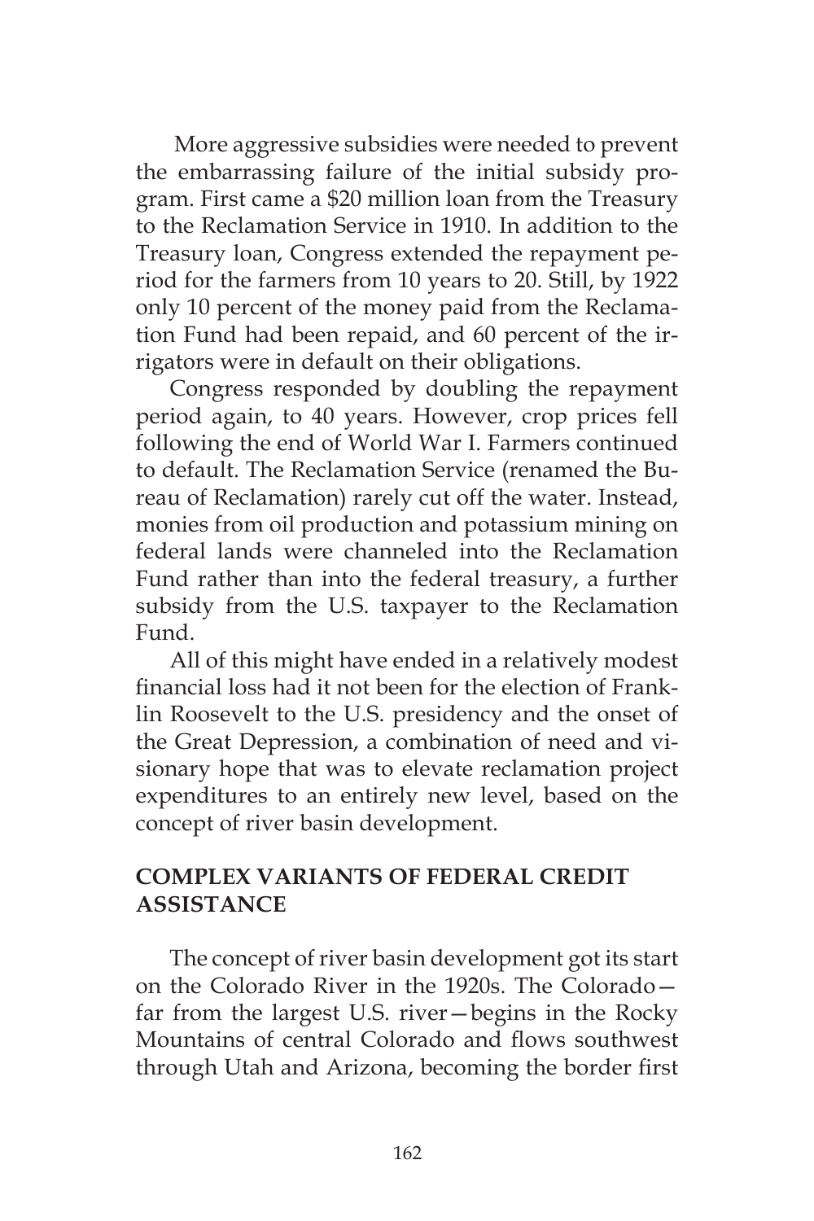More aggressive subsidies were needed to prevent the embarrassing failure of the initial subsidy program. First came a $20 million loan from the Treasury to the Reclamation Service in 1910. In addition to the Treasury loan, Congress extended the repayment period for the farmers from 10 years to 20. Still, by 1922 only 10 percent of the money paid from the Reclamation Fund had been repaid, and 60 percent of the irrigators were in default on their obligations.

Congress responded by doubling the repayment period again, to 40 years. However, crop prices fell following the end of World War I. Farmers continued to default. The Reclamation Service (renamed the Bureau of Reclamation) rarely cut off the water. Instead, monies from oil production and potassium mining on federal lands were channeled into the Reclamation Fund rather than into the federal treasury, a further subsidy from the U.S. taxpayer to the Reclamation Fund.

All of this might have ended in a relatively modest financial loss had it not been for the election of Franklin Roosevelt to the U.S. presidency and the onset of the Great Depression, a combination of need and visionary hope that was to elevate reclamation project expenditures to an entirely new level, based on the concept of river basin development.

## COMPLEX VARIANTS OF FEDERAL CREDIT ASSISTANCE

The concept of river basin development got its start on the Colorado River in the 1920s. The Colorado—far from the largest U.S. river—begins in the Rocky Mountains of central Colorado and flows southwest through Utah and Arizona, becoming the border first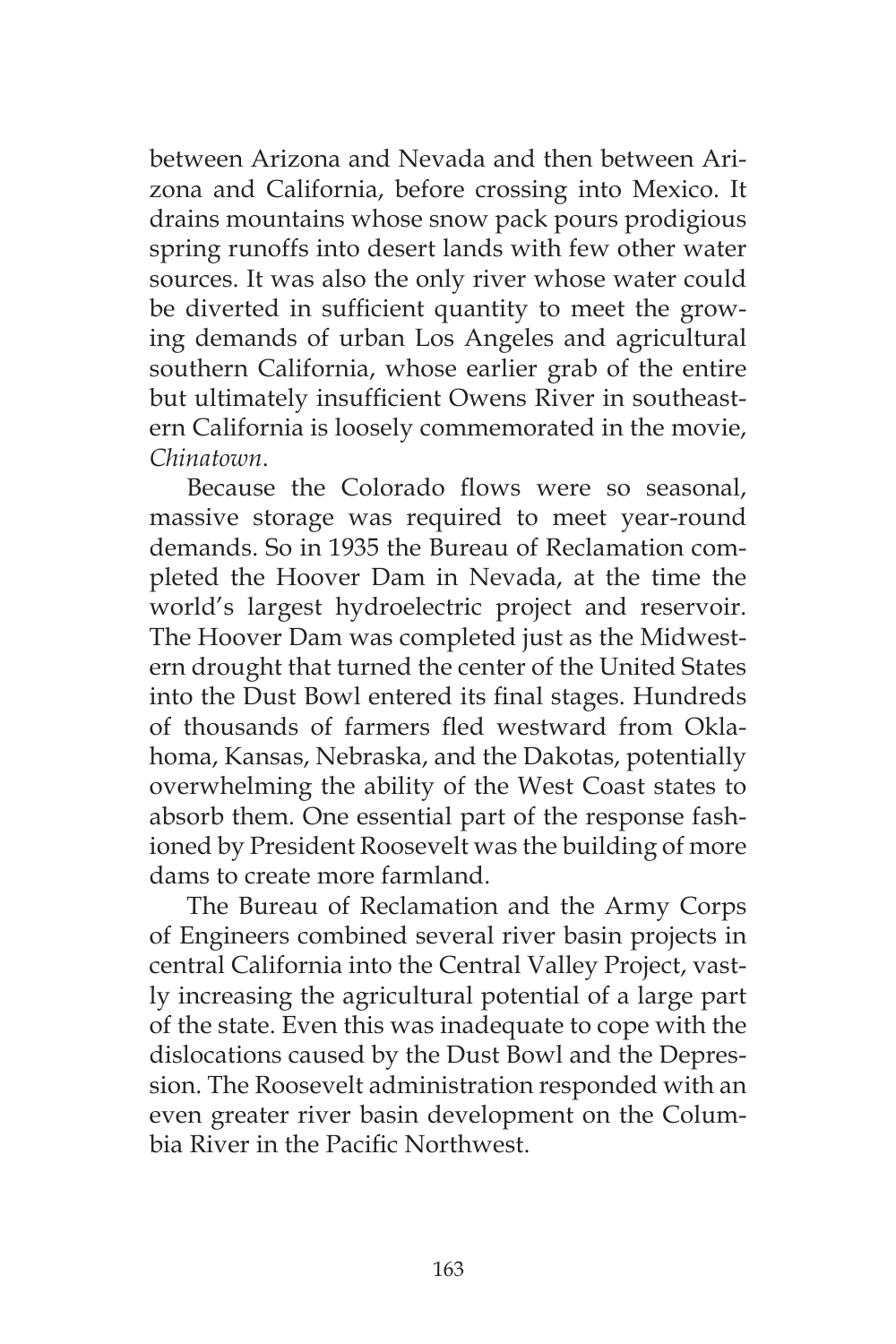between Arizona and Nevada and then between Arizona and California, before crossing into Mexico. It drains mountains whose snow pack pours prodigious spring runoffs into desert lands with few other water sources. It was also the only river whose water could be diverted in sufficient quantity to meet the growing demands of urban Los Angeles and agricultural southern California, whose earlier grab of the entire but ultimately insufficient Owens River in southeastern California is loosely commemorated in the movie, *Chinatown*.

Because the Colorado flows were so seasonal, massive storage was required to meet year-round demands. So in 1935 the Bureau of Reclamation completed the Hoover Dam in Nevada, at the time the world's largest hydroelectric project and reservoir. The Hoover Dam was completed just as the Midwestern drought that turned the center of the United States into the Dust Bowl entered its final stages. Hundreds of thousands of farmers fled westward from Oklahoma, Kansas, Nebraska, and the Dakotas, potentially overwhelming the ability of the West Coast states to absorb them. One essential part of the response fashioned by President Roosevelt was the building of more dams to create more farmland.

The Bureau of Reclamation and the Army Corps of Engineers combined several river basin projects in central California into the Central Valley Project, vastly increasing the agricultural potential of a large part of the state. Even this was inadequate to cope with the dislocations caused by the Dust Bowl and the Depression. The Roosevelt administration responded with an even greater river basin development on the Columbia River in the Pacific Northwest.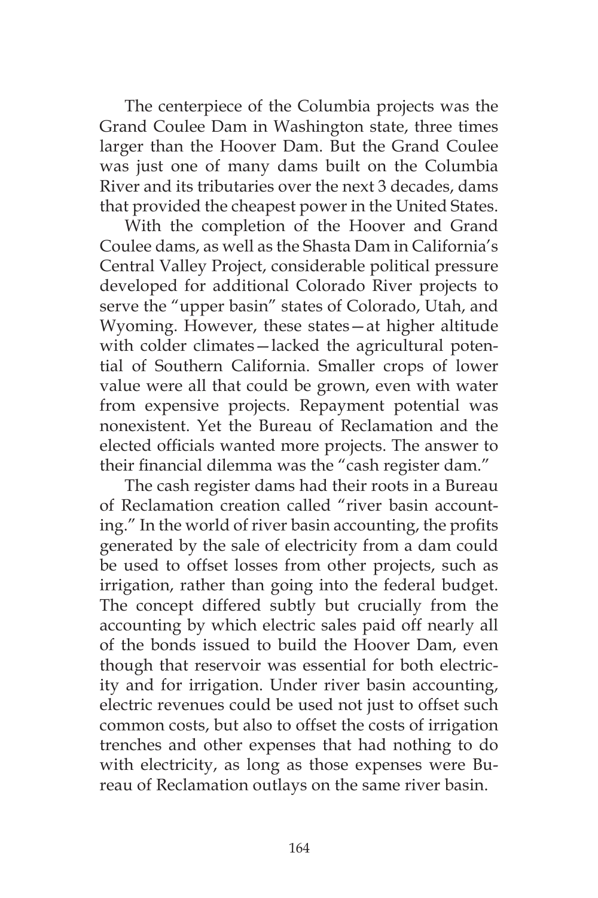The centerpiece of the Columbia projects was the Grand Coulee Dam in Washington state, three times larger than the Hoover Dam. But the Grand Coulee was just one of many dams built on the Columbia River and its tributaries over the next 3 decades, dams that provided the cheapest power in the United States.

With the completion of the Hoover and Grand Coulee dams, as well as the Shasta Dam in California's Central Valley Project, considerable political pressure developed for additional Colorado River projects to serve the "upper basin" states of Colorado, Utah, and Wyoming. However, these states—at higher altitude with colder climates—lacked the agricultural potential of Southern California. Smaller crops of lower value were all that could be grown, even with water from expensive projects. Repayment potential was nonexistent. Yet the Bureau of Reclamation and the elected officials wanted more projects. The answer to their financial dilemma was the "cash register dam."

The cash register dams had their roots in a Bureau of Reclamation creation called "river basin accounting." In the world of river basin accounting, the profits generated by the sale of electricity from a dam could be used to offset losses from other projects, such as irrigation, rather than going into the federal budget. The concept differed subtly but crucially from the accounting by which electric sales paid off nearly all of the bonds issued to build the Hoover Dam, even though that reservoir was essential for both electricity and for irrigation. Under river basin accounting, electric revenues could be used not just to offset such common costs, but also to offset the costs of irrigation trenches and other expenses that had nothing to do with electricity, as long as those expenses were Bureau of Reclamation outlays on the same river basin.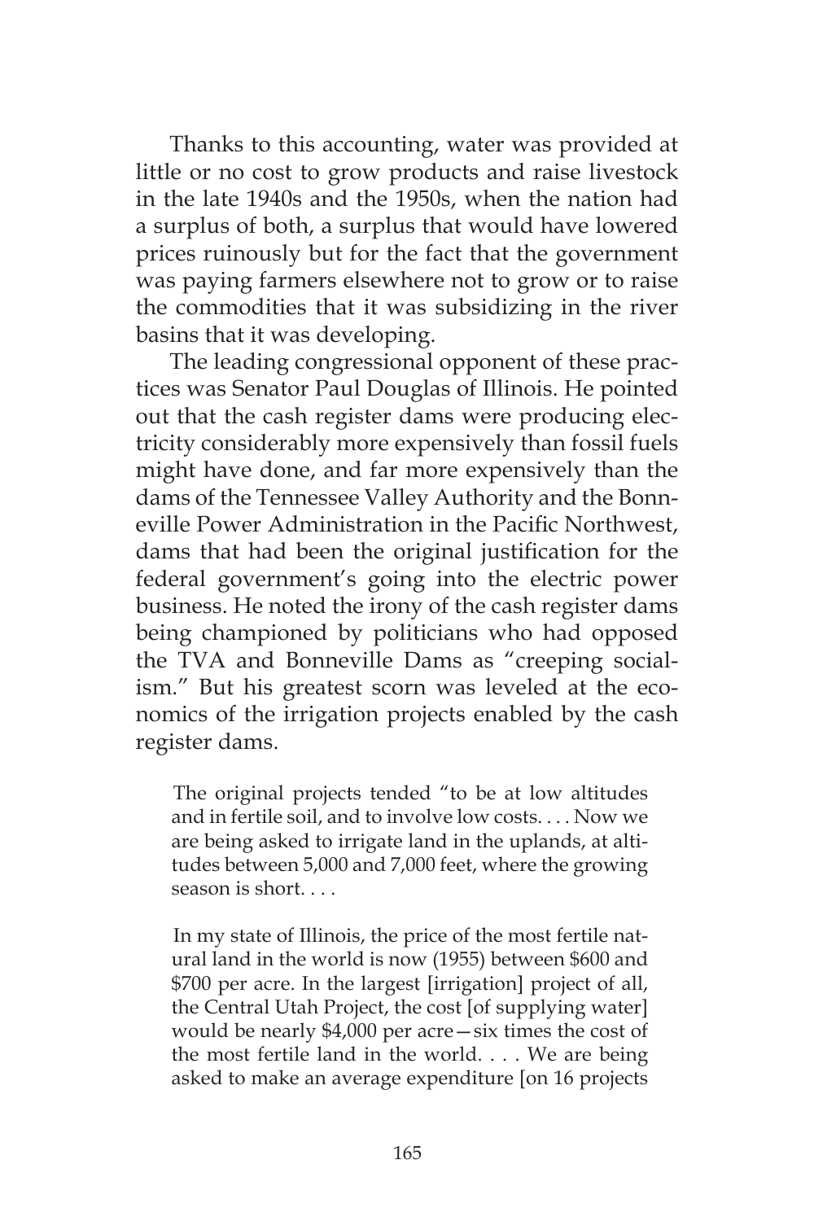Thanks to this accounting, water was provided at little or no cost to grow products and raise livestock in the late 1940s and the 1950s, when the nation had a surplus of both, a surplus that would have lowered prices ruinously but for the fact that the government was paying farmers elsewhere not to grow or to raise the commodities that it was subsidizing in the river basins that it was developing.

The leading congressional opponent of these practices was Senator Paul Douglas of Illinois. He pointed out that the cash register dams were producing electricity considerably more expensively than fossil fuels might have done, and far more expensively than the dams of the Tennessee Valley Authority and the Bonneville Power Administration in the Pacific Northwest, dams that had been the original justification for the federal government's going into the electric power business. He noted the irony of the cash register dams being championed by politicians who had opposed the TVA and Bonneville Dams as "creeping socialism." But his greatest scorn was leveled at the economics of the irrigation projects enabled by the cash register dams.

> The original projects tended "to be at low altitudes and in fertile soil, and to involve low costs. . . . Now we are being asked to irrigate land in the uplands, at altitudes between 5,000 and 7,000 feet, where the growing season is short. . . .
>
> In my state of Illinois, the price of the most fertile natural land in the world is now (1955) between $600 and $700 per acre. In the largest [irrigation] project of all, the Central Utah Project, the cost [of supplying water] would be nearly $4,000 per acre—six times the cost of the most fertile land in the world. . . . We are being asked to make an average expenditure [on 16 projects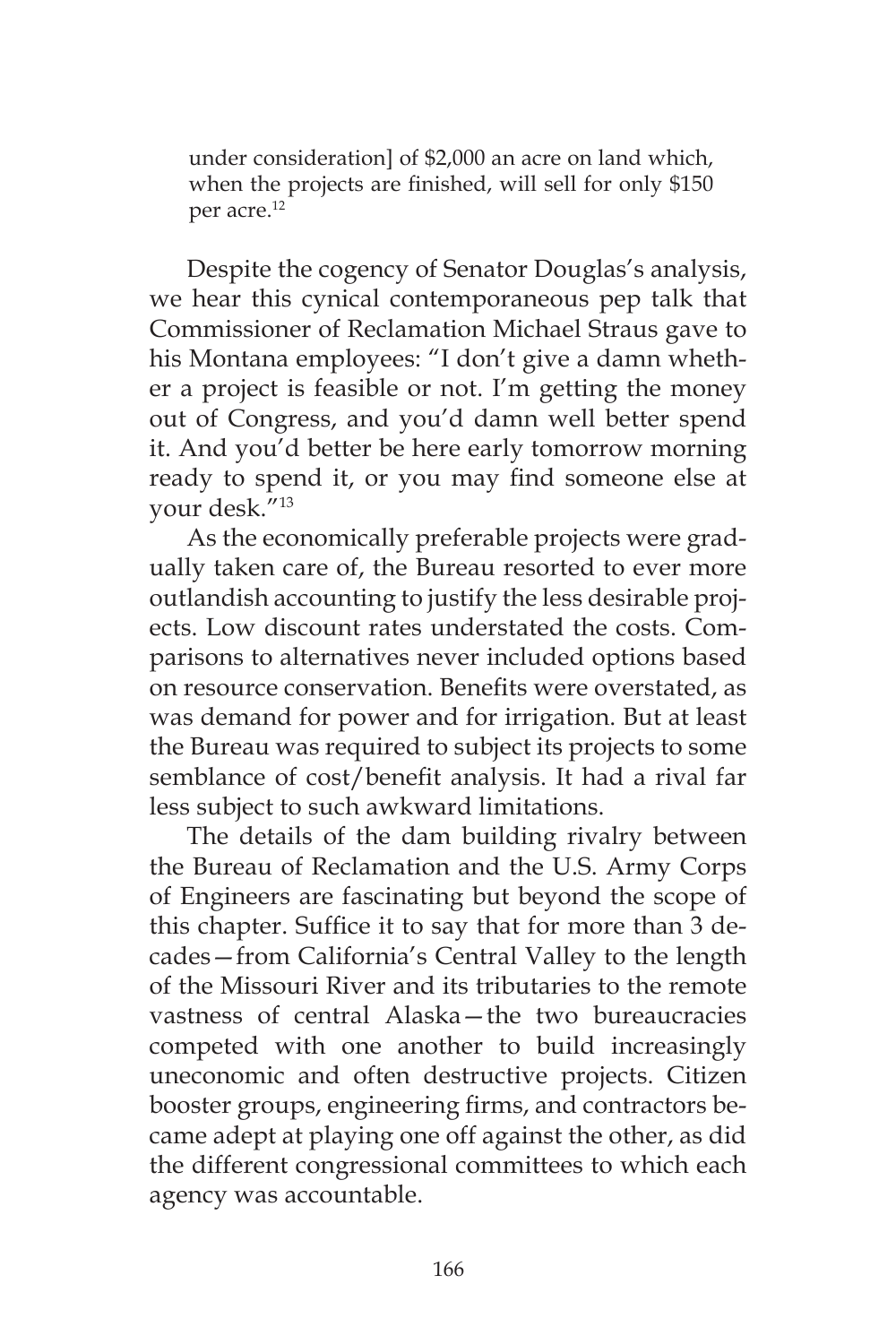> under consideration] of $2,000 an acre on land which, when the projects are finished, will sell for only $150 per acre.[12]

Despite the cogency of Senator Douglas's analysis, we hear this cynical contemporaneous pep talk that Commissioner of Reclamation Michael Straus gave to his Montana employees: "I don't give a damn whether a project is feasible or not. I'm getting the money out of Congress, and you'd damn well better spend it. And you'd better be here early tomorrow morning ready to spend it, or you may find someone else at your desk."[13]

As the economically preferable projects were gradually taken care of, the Bureau resorted to ever more outlandish accounting to justify the less desirable projects. Low discount rates understated the costs. Comparisons to alternatives never included options based on resource conservation. Benefits were overstated, as was demand for power and for irrigation. But at least the Bureau was required to subject its projects to some semblance of cost/benefit analysis. It had a rival far less subject to such awkward limitations.

The details of the dam building rivalry between the Bureau of Reclamation and the U.S. Army Corps of Engineers are fascinating but beyond the scope of this chapter. Suffice it to say that for more than 3 decades—from California's Central Valley to the length of the Missouri River and its tributaries to the remote vastness of central Alaska—the two bureaucracies competed with one another to build increasingly uneconomic and often destructive projects. Citizen booster groups, engineering firms, and contractors became adept at playing one off against the other, as did the different congressional committees to which each agency was accountable.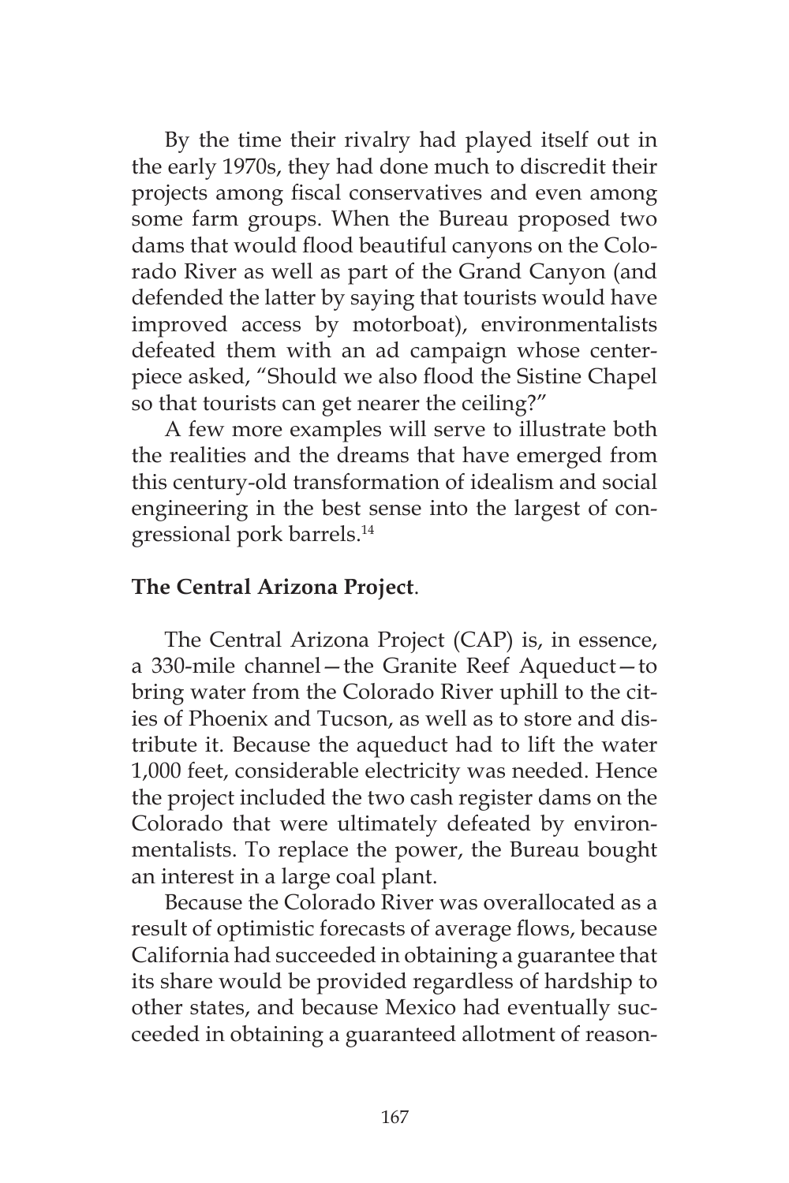By the time their rivalry had played itself out in the early 1970s, they had done much to discredit their projects among fiscal conservatives and even among some farm groups. When the Bureau proposed two dams that would flood beautiful canyons on the Colorado River as well as part of the Grand Canyon (and defended the latter by saying that tourists would have improved access by motorboat), environmentalists defeated them with an ad campaign whose centerpiece asked, "Should we also flood the Sistine Chapel so that tourists can get nearer the ceiling?"

A few more examples will serve to illustrate both the realities and the dreams that have emerged from this century-old transformation of idealism and social engineering in the best sense into the largest of congressional pork barrels.[14]

**The Central Arizona Project**.

The Central Arizona Project (CAP) is, in essence, a 330-mile channel—the Granite Reef Aqueduct—to bring water from the Colorado River uphill to the cities of Phoenix and Tucson, as well as to store and distribute it. Because the aqueduct had to lift the water 1,000 feet, considerable electricity was needed. Hence the project included the two cash register dams on the Colorado that were ultimately defeated by environmentalists. To replace the power, the Bureau bought an interest in a large coal plant.

Because the Colorado River was overallocated as a result of optimistic forecasts of average flows, because California had succeeded in obtaining a guarantee that its share would be provided regardless of hardship to other states, and because Mexico had eventually succeeded in obtaining a guaranteed allotment of reason-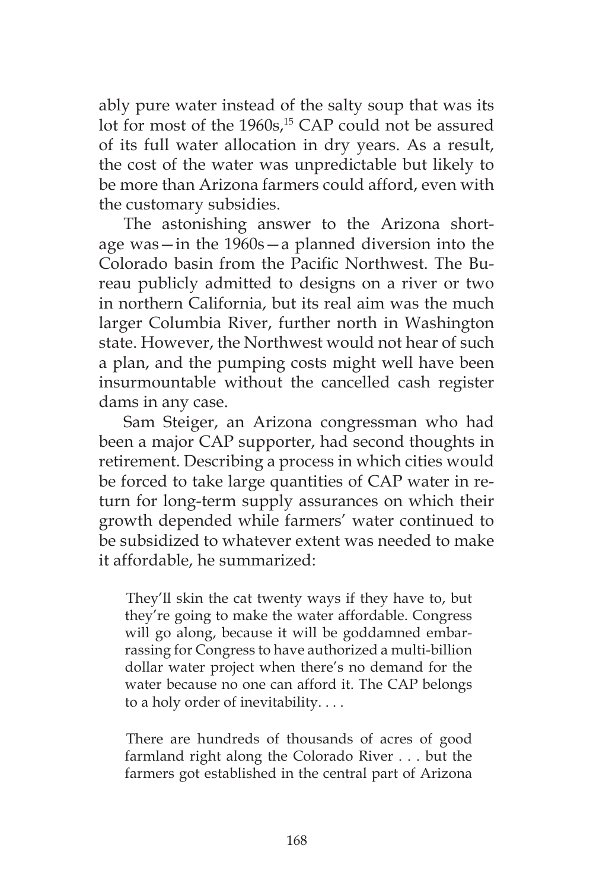ably pure water instead of the salty soup that was its lot for most of the 1960s,[15] CAP could not be assured of its full water allocation in dry years. As a result, the cost of the water was unpredictable but likely to be more than Arizona farmers could afford, even with the customary subsidies.

The astonishing answer to the Arizona shortage was—in the 1960s—a planned diversion into the Colorado basin from the Pacific Northwest. The Bureau publicly admitted to designs on a river or two in northern California, but its real aim was the much larger Columbia River, further north in Washington state. However, the Northwest would not hear of such a plan, and the pumping costs might well have been insurmountable without the cancelled cash register dams in any case.

Sam Steiger, an Arizona congressman who had been a major CAP supporter, had second thoughts in retirement. Describing a process in which cities would be forced to take large quantities of CAP water in return for long-term supply assurances on which their growth depended while farmers' water continued to be subsidized to whatever extent was needed to make it affordable, he summarized:

> They'll skin the cat twenty ways if they have to, but they're going to make the water affordable. Congress will go along, because it will be goddamned embarrassing for Congress to have authorized a multi-billion dollar water project when there's no demand for the water because no one can afford it. The CAP belongs to a holy order of inevitability. . . .
>
> There are hundreds of thousands of acres of good farmland right along the Colorado River . . . but the farmers got established in the central part of Arizona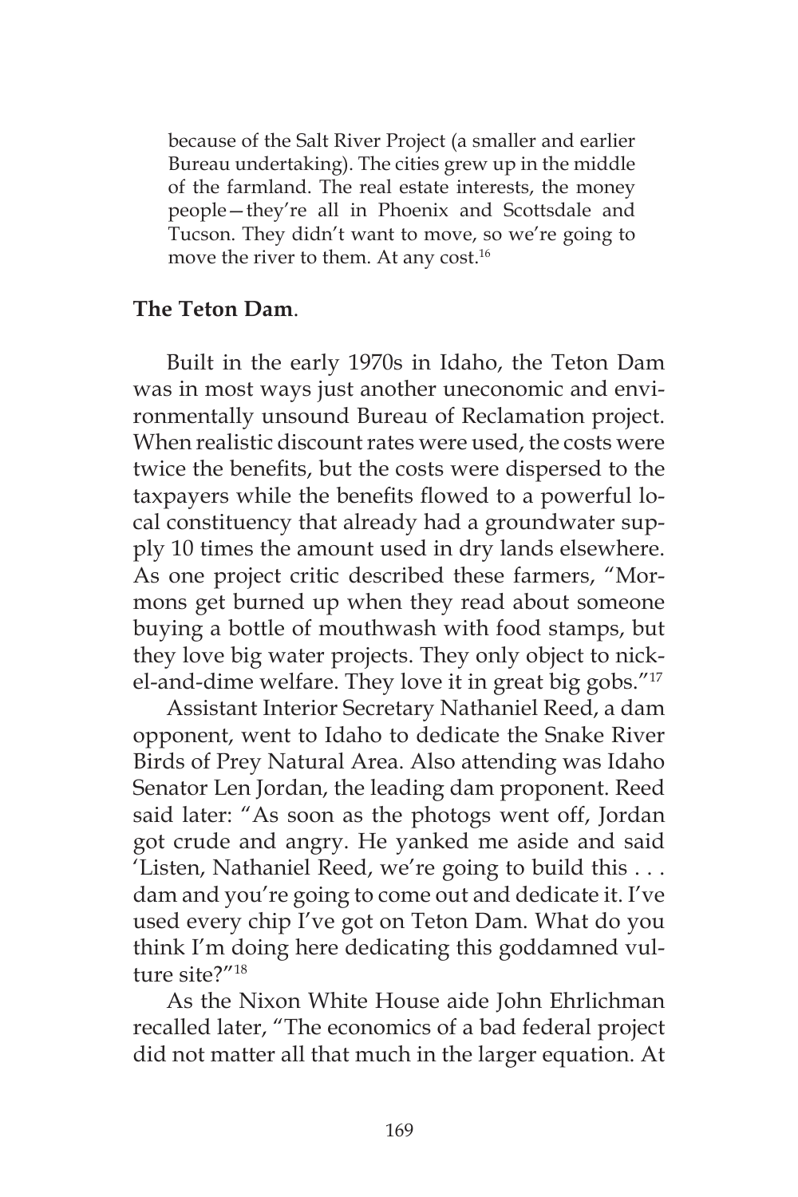> because of the Salt River Project (a smaller and earlier Bureau undertaking). The cities grew up in the middle of the farmland. The real estate interests, the money people—they're all in Phoenix and Scottsdale and Tucson. They didn't want to move, so we're going to move the river to them. At any cost.[16]

**The Teton Dam**.

Built in the early 1970s in Idaho, the Teton Dam was in most ways just another uneconomic and environmentally unsound Bureau of Reclamation project. When realistic discount rates were used, the costs were twice the benefits, but the costs were dispersed to the taxpayers while the benefits flowed to a powerful local constituency that already had a groundwater supply 10 times the amount used in dry lands elsewhere. As one project critic described these farmers, "Mormons get burned up when they read about someone buying a bottle of mouthwash with food stamps, but they love big water projects. They only object to nickel-and-dime welfare. They love it in great big gobs."[17]

Assistant Interior Secretary Nathaniel Reed, a dam opponent, went to Idaho to dedicate the Snake River Birds of Prey Natural Area. Also attending was Idaho Senator Len Jordan, the leading dam proponent. Reed said later: "As soon as the photogs went off, Jordan got crude and angry. He yanked me aside and said 'Listen, Nathaniel Reed, we're going to build this . . . dam and you're going to come out and dedicate it. I've used every chip I've got on Teton Dam. What do you think I'm doing here dedicating this goddamned vulture site?"[18]

As the Nixon White House aide John Ehrlichman recalled later, "The economics of a bad federal project did not matter all that much in the larger equation. At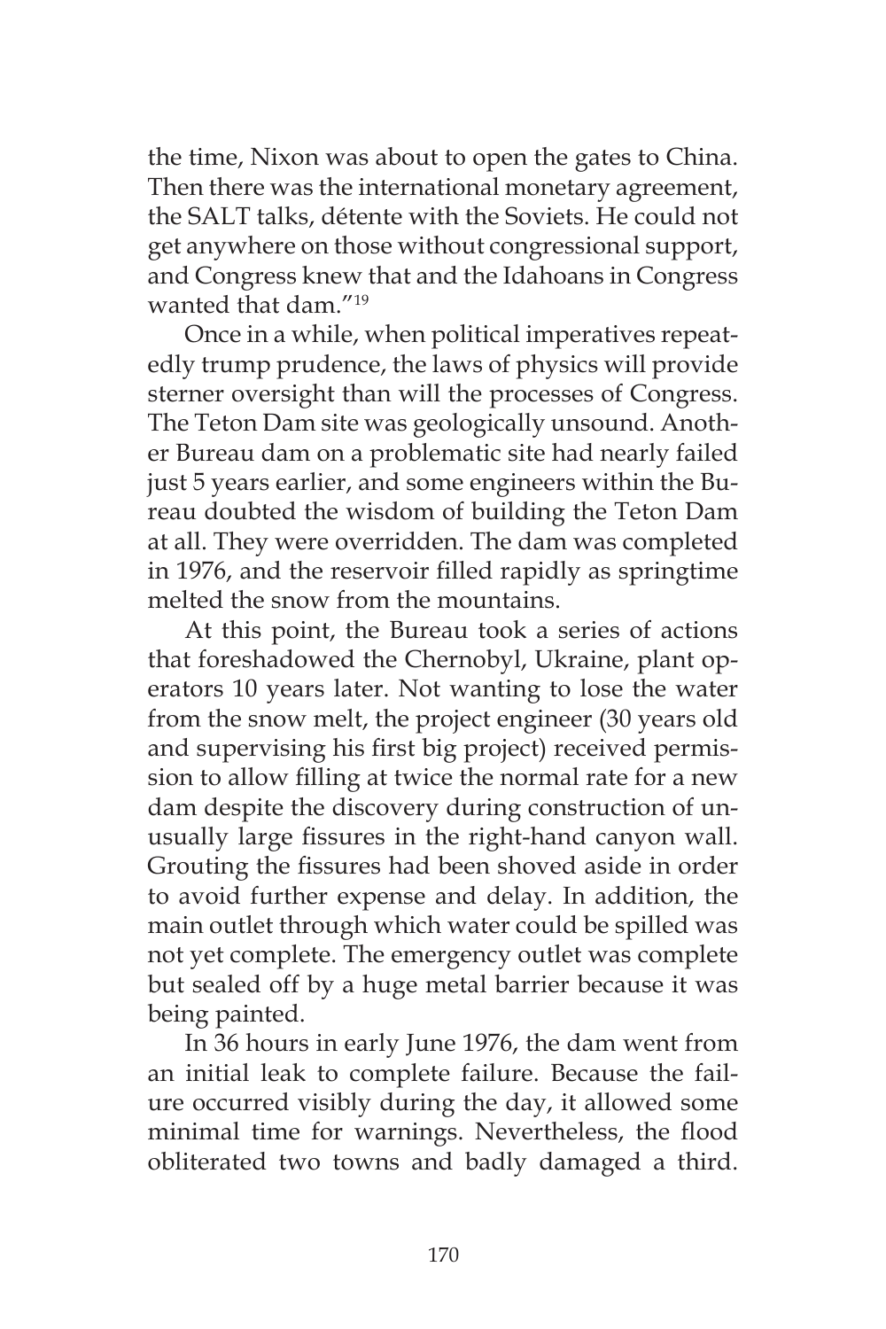the time, Nixon was about to open the gates to China. Then there was the international monetary agreement, the SALT talks, détente with the Soviets. He could not get anywhere on those without congressional support, and Congress knew that and the Idahoans in Congress wanted that dam."[19]

Once in a while, when political imperatives repeatedly trump prudence, the laws of physics will provide sterner oversight than will the processes of Congress. The Teton Dam site was geologically unsound. Another Bureau dam on a problematic site had nearly failed just 5 years earlier, and some engineers within the Bureau doubted the wisdom of building the Teton Dam at all. They were overridden. The dam was completed in 1976, and the reservoir filled rapidly as springtime melted the snow from the mountains.

At this point, the Bureau took a series of actions that foreshadowed the Chernobyl, Ukraine, plant operators 10 years later. Not wanting to lose the water from the snow melt, the project engineer (30 years old and supervising his first big project) received permission to allow filling at twice the normal rate for a new dam despite the discovery during construction of unusually large fissures in the right-hand canyon wall. Grouting the fissures had been shoved aside in order to avoid further expense and delay. In addition, the main outlet through which water could be spilled was not yet complete. The emergency outlet was complete but sealed off by a huge metal barrier because it was being painted.

In 36 hours in early June 1976, the dam went from an initial leak to complete failure. Because the failure occurred visibly during the day, it allowed some minimal time for warnings. Nevertheless, the flood obliterated two towns and badly damaged a third.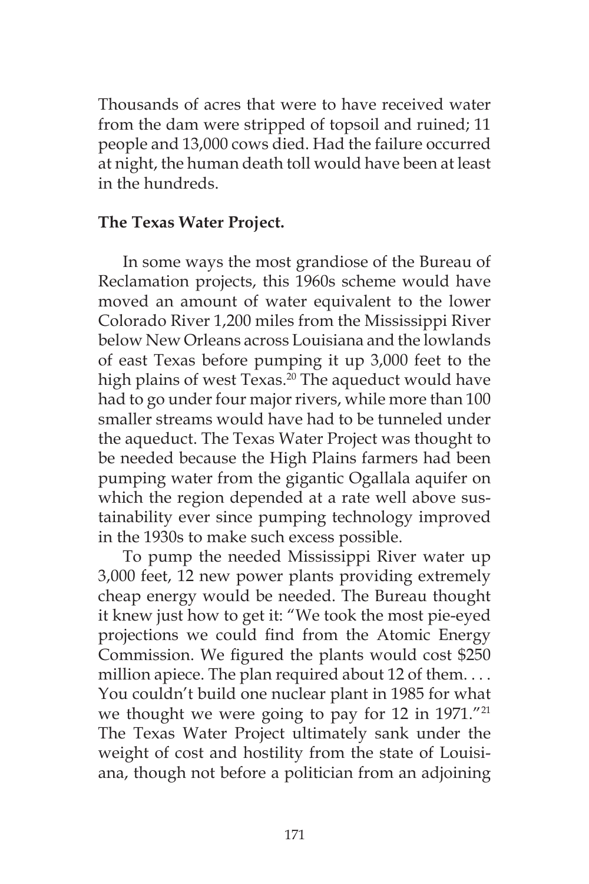Thousands of acres that were to have received water from the dam were stripped of topsoil and ruined; 11 people and 13,000 cows died. Had the failure occurred at night, the human death toll would have been at least in the hundreds.

**The Texas Water Project.**

In some ways the most grandiose of the Bureau of Reclamation projects, this 1960s scheme would have moved an amount of water equivalent to the lower Colorado River 1,200 miles from the Mississippi River below New Orleans across Louisiana and the lowlands of east Texas before pumping it up 3,000 feet to the high plains of west Texas.[20] The aqueduct would have had to go under four major rivers, while more than 100 smaller streams would have had to be tunneled under the aqueduct. The Texas Water Project was thought to be needed because the High Plains farmers had been pumping water from the gigantic Ogallala aquifer on which the region depended at a rate well above sustainability ever since pumping technology improved in the 1930s to make such excess possible.

To pump the needed Mississippi River water up 3,000 feet, 12 new power plants providing extremely cheap energy would be needed. The Bureau thought it knew just how to get it: "We took the most pie-eyed projections we could find from the Atomic Energy Commission. We figured the plants would cost $250 million apiece. The plan required about 12 of them. . . . You couldn't build one nuclear plant in 1985 for what we thought we were going to pay for 12 in 1971."[21] The Texas Water Project ultimately sank under the weight of cost and hostility from the state of Louisiana, though not before a politician from an adjoining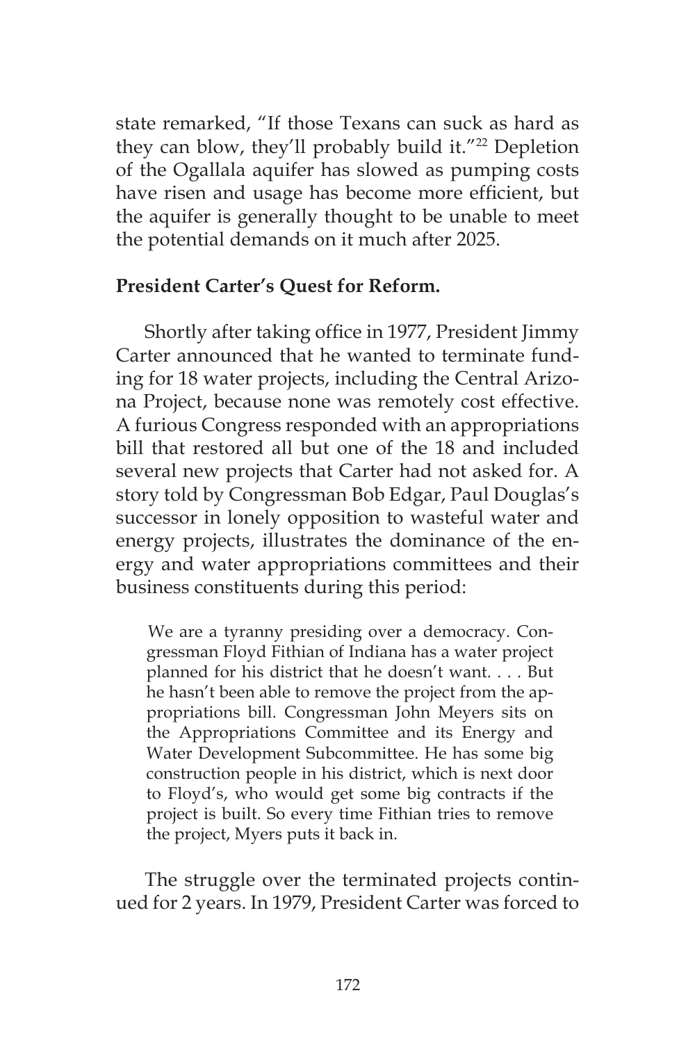state remarked, "If those Texans can suck as hard as they can blow, they'll probably build it."[22] Depletion of the Ogallala aquifer has slowed as pumping costs have risen and usage has become more efficient, but the aquifer is generally thought to be unable to meet the potential demands on it much after 2025.

**President Carter's Quest for Reform.**

Shortly after taking office in 1977, President Jimmy Carter announced that he wanted to terminate funding for 18 water projects, including the Central Arizona Project, because none was remotely cost effective. A furious Congress responded with an appropriations bill that restored all but one of the 18 and included several new projects that Carter had not asked for. A story told by Congressman Bob Edgar, Paul Douglas's successor in lonely opposition to wasteful water and energy projects, illustrates the dominance of the energy and water appropriations committees and their business constituents during this period:

> We are a tyranny presiding over a democracy. Congressman Floyd Fithian of Indiana has a water project planned for his district that he doesn't want. . . . But he hasn't been able to remove the project from the appropriations bill. Congressman John Meyers sits on the Appropriations Committee and its Energy and Water Development Subcommittee. He has some big construction people in his district, which is next door to Floyd's, who would get some big contracts if the project is built. So every time Fithian tries to remove the project, Myers puts it back in.

The struggle over the terminated projects continued for 2 years. In 1979, President Carter was forced to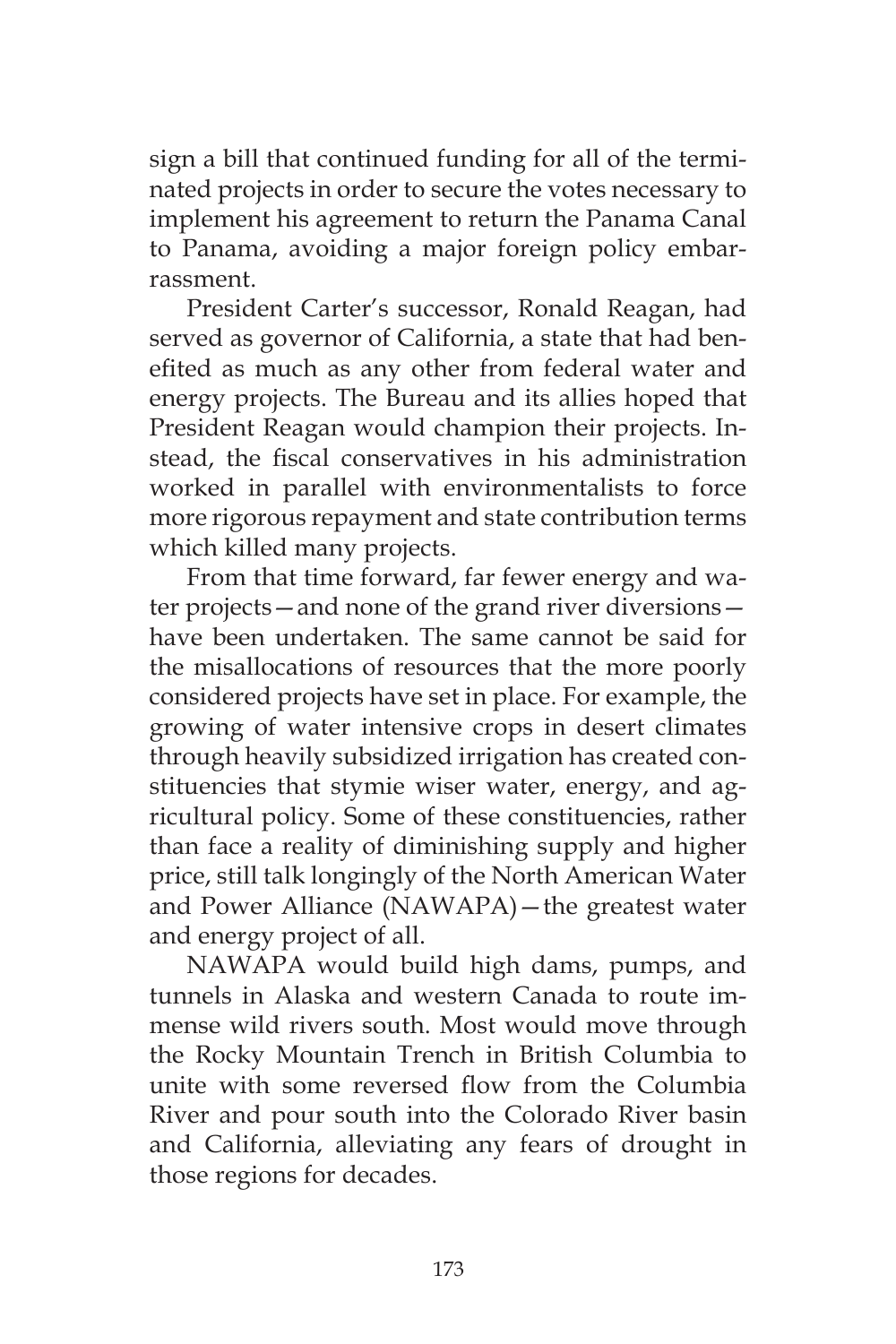sign a bill that continued funding for all of the terminated projects in order to secure the votes necessary to implement his agreement to return the Panama Canal to Panama, avoiding a major foreign policy embarrassment.

President Carter's successor, Ronald Reagan, had served as governor of California, a state that had benefited as much as any other from federal water and energy projects. The Bureau and its allies hoped that President Reagan would champion their projects. Instead, the fiscal conservatives in his administration worked in parallel with environmentalists to force more rigorous repayment and state contribution terms which killed many projects.

From that time forward, far fewer energy and water projects—and none of the grand river diversions—have been undertaken. The same cannot be said for the misallocations of resources that the more poorly considered projects have set in place. For example, the growing of water intensive crops in desert climates through heavily subsidized irrigation has created constituencies that stymie wiser water, energy, and agricultural policy. Some of these constituencies, rather than face a reality of diminishing supply and higher price, still talk longingly of the North American Water and Power Alliance (NAWAPA)—the greatest water and energy project of all.

NAWAPA would build high dams, pumps, and tunnels in Alaska and western Canada to route immense wild rivers south. Most would move through the Rocky Mountain Trench in British Columbia to unite with some reversed flow from the Columbia River and pour south into the Colorado River basin and California, alleviating any fears of drought in those regions for decades.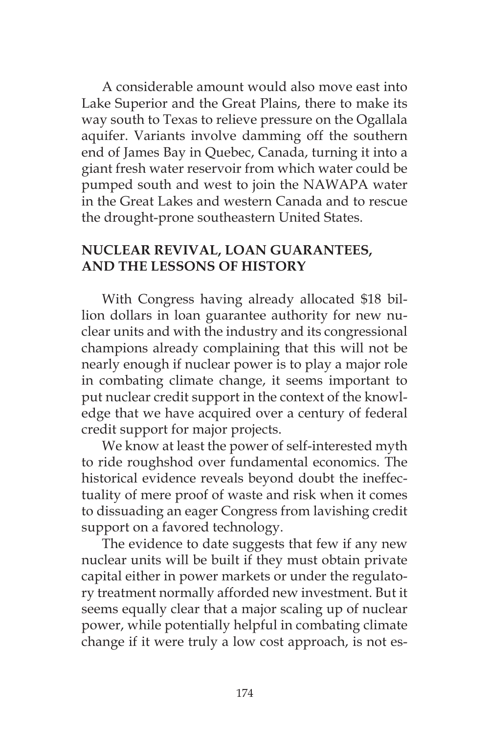A considerable amount would also move east into Lake Superior and the Great Plains, there to make its way south to Texas to relieve pressure on the Ogallala aquifer. Variants involve damming off the southern end of James Bay in Quebec, Canada, turning it into a giant fresh water reservoir from which water could be pumped south and west to join the NAWAPA water in the Great Lakes and western Canada and to rescue the drought-prone southeastern United States.

## NUCLEAR REVIVAL, LOAN GUARANTEES, AND THE LESSONS OF HISTORY

With Congress having already allocated $18 billion dollars in loan guarantee authority for new nuclear units and with the industry and its congressional champions already complaining that this will not be nearly enough if nuclear power is to play a major role in combating climate change, it seems important to put nuclear credit support in the context of the knowledge that we have acquired over a century of federal credit support for major projects.

We know at least the power of self-interested myth to ride roughshod over fundamental economics. The historical evidence reveals beyond doubt the ineffectuality of mere proof of waste and risk when it comes to dissuading an eager Congress from lavishing credit support on a favored technology.

The evidence to date suggests that few if any new nuclear units will be built if they must obtain private capital either in power markets or under the regulatory treatment normally afforded new investment. But it seems equally clear that a major scaling up of nuclear power, while potentially helpful in combating climate change if it were truly a low cost approach, is not es-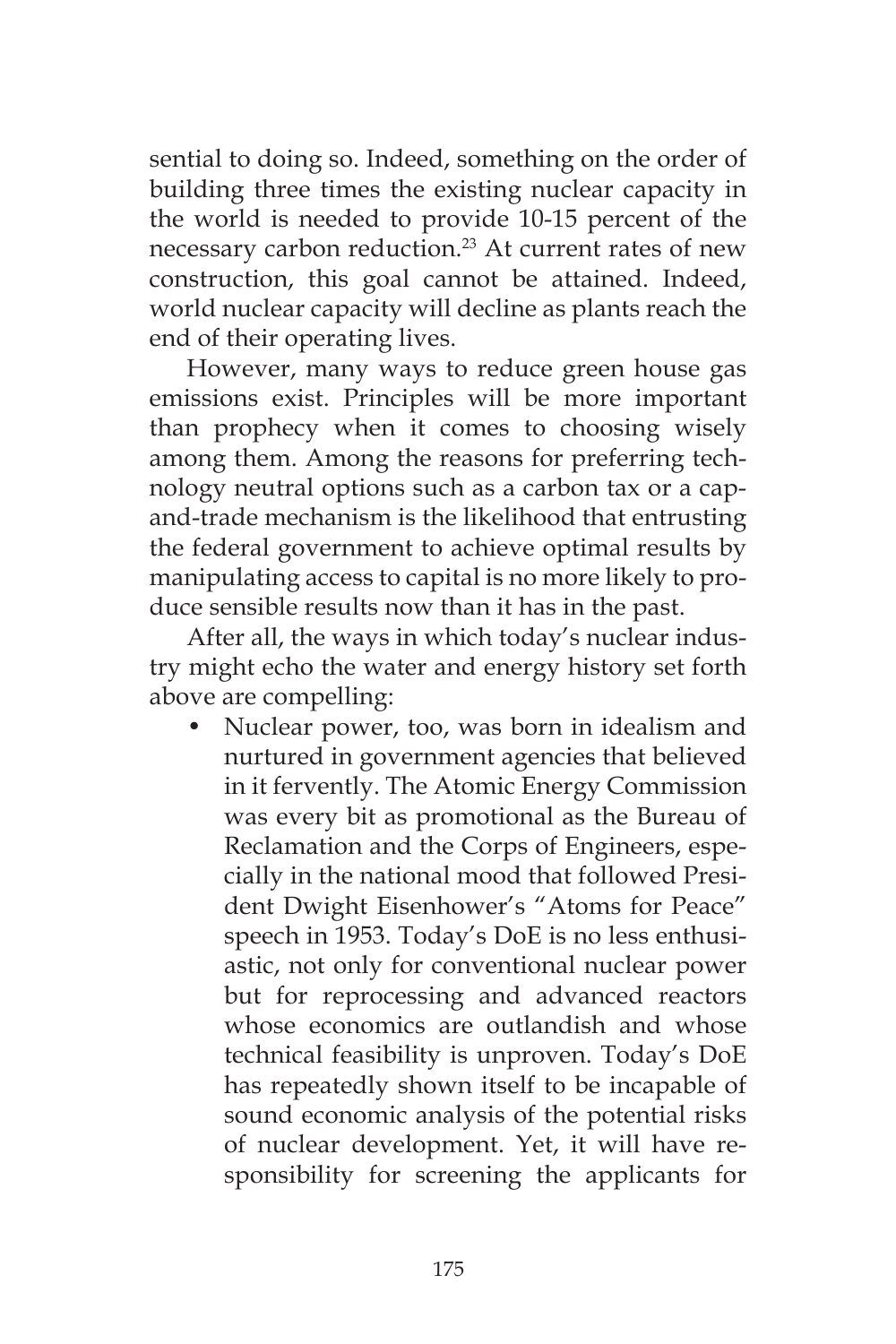sential to doing so. Indeed, something on the order of building three times the existing nuclear capacity in the world is needed to provide 10-15 percent of the necessary carbon reduction.[23] At current rates of new construction, this goal cannot be attained. Indeed, world nuclear capacity will decline as plants reach the end of their operating lives.

However, many ways to reduce green house gas emissions exist. Principles will be more important than prophecy when it comes to choosing wisely among them. Among the reasons for preferring technology neutral options such as a carbon tax or a cap-and-trade mechanism is the likelihood that entrusting the federal government to achieve optimal results by manipulating access to capital is no more likely to produce sensible results now than it has in the past.

After all, the ways in which today's nuclear industry might echo the water and energy history set forth above are compelling:

- Nuclear power, too, was born in idealism and nurtured in government agencies that believed in it fervently. The Atomic Energy Commission was every bit as promotional as the Bureau of Reclamation and the Corps of Engineers, especially in the national mood that followed President Dwight Eisenhower's "Atoms for Peace" speech in 1953. Today's DoE is no less enthusiastic, not only for conventional nuclear power but for reprocessing and advanced reactors whose economics are outlandish and whose technical feasibility is unproven. Today's DoE has repeatedly shown itself to be incapable of sound economic analysis of the potential risks of nuclear development. Yet, it will have responsibility for screening the applicants for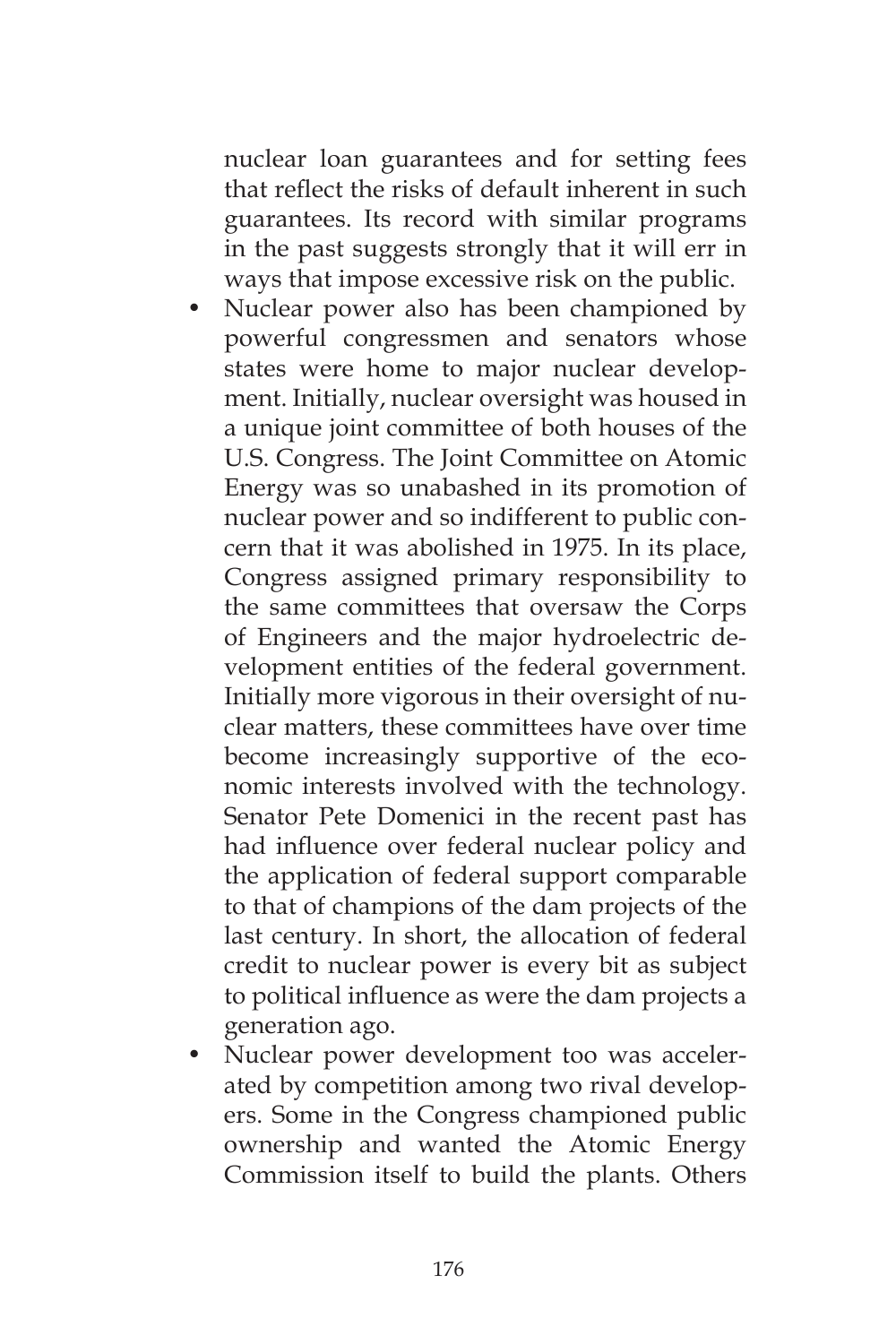nuclear loan guarantees and for setting fees that reflect the risks of default inherent in such guarantees. Its record with similar programs in the past suggests strongly that it will err in ways that impose excessive risk on the public.

- Nuclear power also has been championed by powerful congressmen and senators whose states were home to major nuclear development. Initially, nuclear oversight was housed in a unique joint committee of both houses of the U.S. Congress. The Joint Committee on Atomic Energy was so unabashed in its promotion of nuclear power and so indifferent to public concern that it was abolished in 1975. In its place, Congress assigned primary responsibility to the same committees that oversaw the Corps of Engineers and the major hydroelectric development entities of the federal government. Initially more vigorous in their oversight of nuclear matters, these committees have over time become increasingly supportive of the economic interests involved with the technology. Senator Pete Domenici in the recent past has had influence over federal nuclear policy and the application of federal support comparable to that of champions of the dam projects of the last century. In short, the allocation of federal credit to nuclear power is every bit as subject to political influence as were the dam projects a generation ago.
- Nuclear power development too was accelerated by competition among two rival developers. Some in the Congress championed public ownership and wanted the Atomic Energy Commission itself to build the plants. Others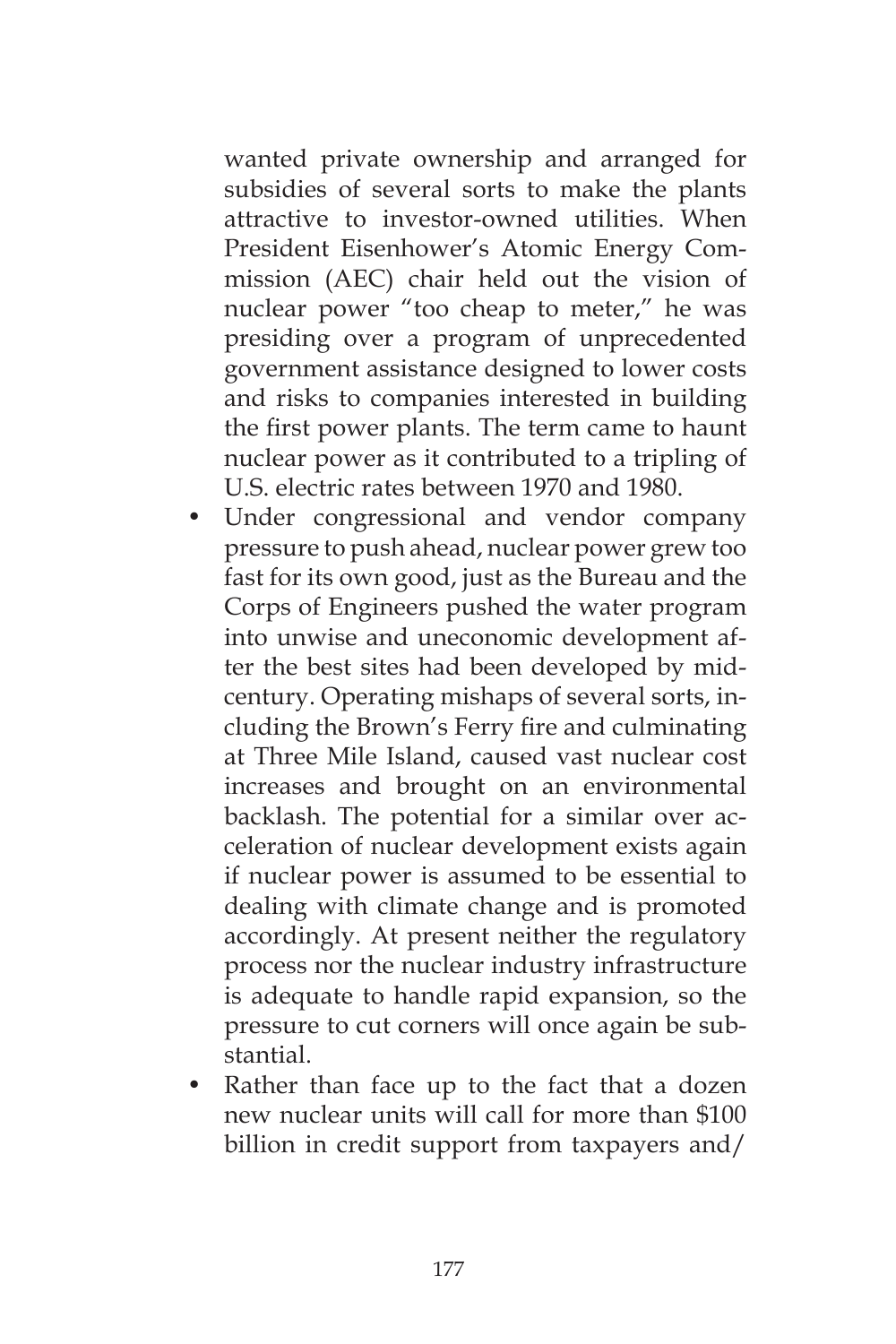wanted private ownership and arranged for subsidies of several sorts to make the plants attractive to investor-owned utilities. When President Eisenhower's Atomic Energy Commission (AEC) chair held out the vision of nuclear power "too cheap to meter," he was presiding over a program of unprecedented government assistance designed to lower costs and risks to companies interested in building the first power plants. The term came to haunt nuclear power as it contributed to a tripling of U.S. electric rates between 1970 and 1980.

- Under congressional and vendor company pressure to push ahead, nuclear power grew too fast for its own good, just as the Bureau and the Corps of Engineers pushed the water program into unwise and uneconomic development after the best sites had been developed by mid-century. Operating mishaps of several sorts, including the Brown's Ferry fire and culminating at Three Mile Island, caused vast nuclear cost increases and brought on an environmental backlash. The potential for a similar over acceleration of nuclear development exists again if nuclear power is assumed to be essential to dealing with climate change and is promoted accordingly. At present neither the regulatory process nor the nuclear industry infrastructure is adequate to handle rapid expansion, so the pressure to cut corners will once again be substantial.
- Rather than face up to the fact that a dozen new nuclear units will call for more than $100 billion in credit support from taxpayers and/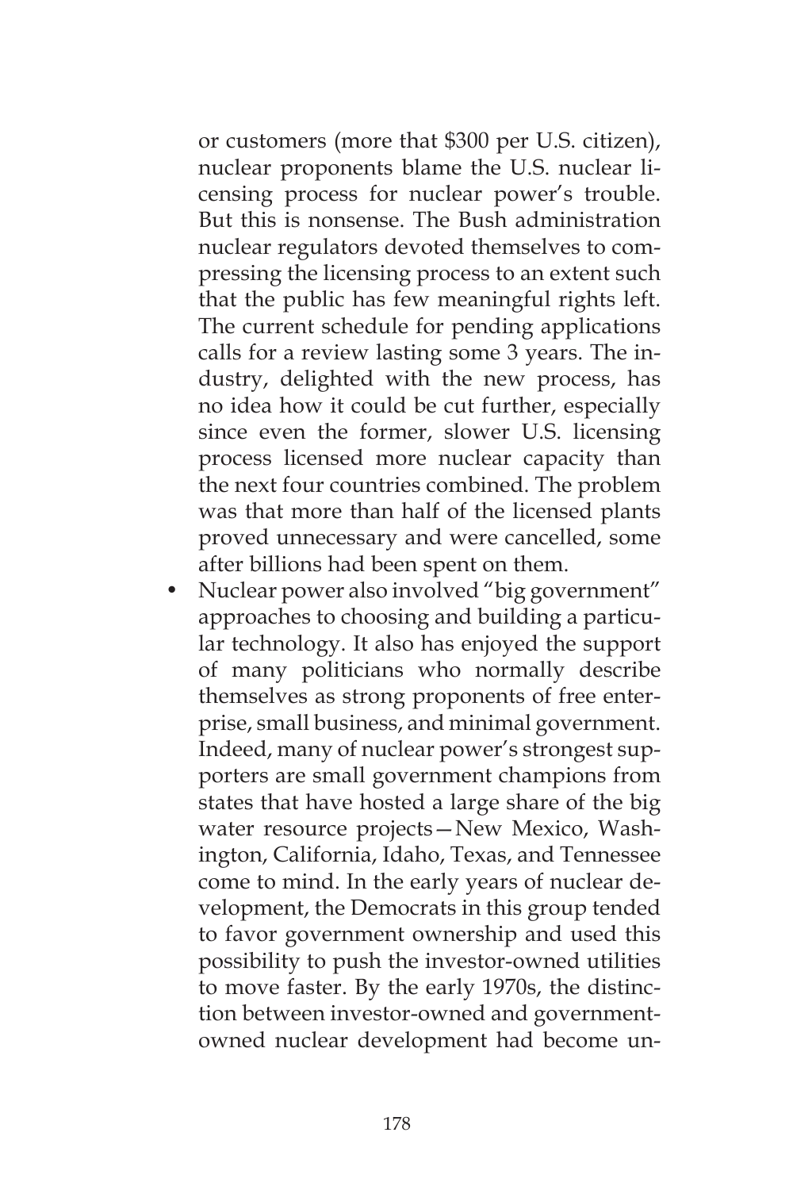or customers (more that $300 per U.S. citizen), nuclear proponents blame the U.S. nuclear licensing process for nuclear power's trouble. But this is nonsense. The Bush administration nuclear regulators devoted themselves to compressing the licensing process to an extent such that the public has few meaningful rights left. The current schedule for pending applications calls for a review lasting some 3 years. The industry, delighted with the new process, has no idea how it could be cut further, especially since even the former, slower U.S. licensing process licensed more nuclear capacity than the next four countries combined. The problem was that more than half of the licensed plants proved unnecessary and were cancelled, some after billions had been spent on them.

- Nuclear power also involved "big government" approaches to choosing and building a particular technology. It also has enjoyed the support of many politicians who normally describe themselves as strong proponents of free enterprise, small business, and minimal government. Indeed, many of nuclear power's strongest supporters are small government champions from states that have hosted a large share of the big water resource projects—New Mexico, Washington, California, Idaho, Texas, and Tennessee come to mind. In the early years of nuclear development, the Democrats in this group tended to favor government ownership and used this possibility to push the investor-owned utilities to move faster. By the early 1970s, the distinction between investor-owned and government-owned nuclear development had become un-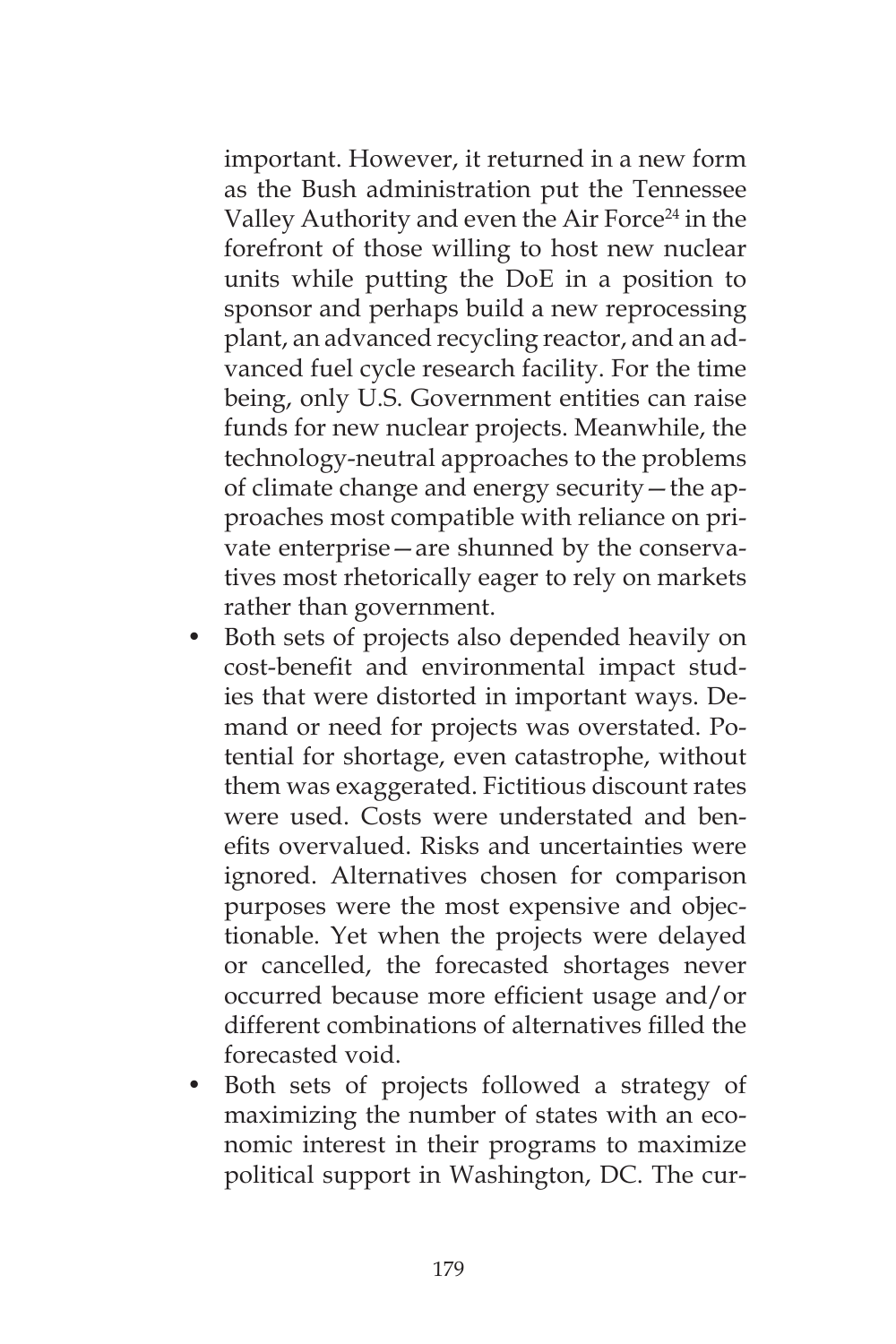important. However, it returned in a new form as the Bush administration put the Tennessee Valley Authority and even the Air Force[24] in the forefront of those willing to host new nuclear units while putting the DoE in a position to sponsor and perhaps build a new reprocessing plant, an advanced recycling reactor, and an advanced fuel cycle research facility. For the time being, only U.S. Government entities can raise funds for new nuclear projects. Meanwhile, the technology-neutral approaches to the problems of climate change and energy security—the approaches most compatible with reliance on private enterprise—are shunned by the conservatives most rhetorically eager to rely on markets rather than government.

- Both sets of projects also depended heavily on cost-benefit and environmental impact studies that were distorted in important ways. Demand or need for projects was overstated. Potential for shortage, even catastrophe, without them was exaggerated. Fictitious discount rates were used. Costs were understated and benefits overvalued. Risks and uncertainties were ignored. Alternatives chosen for comparison purposes were the most expensive and objectionable. Yet when the projects were delayed or cancelled, the forecasted shortages never occurred because more efficient usage and/or different combinations of alternatives filled the forecasted void.
- Both sets of projects followed a strategy of maximizing the number of states with an economic interest in their programs to maximize political support in Washington, DC. The cur-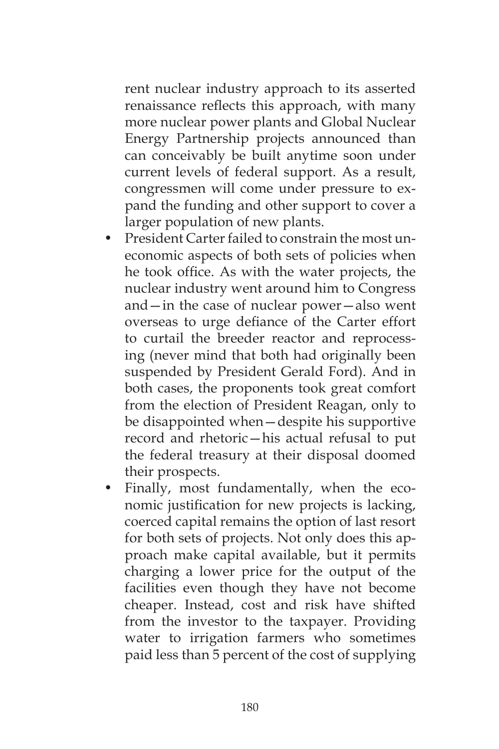rent nuclear industry approach to its asserted renaissance reflects this approach, with many more nuclear power plants and Global Nuclear Energy Partnership projects announced than can conceivably be built anytime soon under current levels of federal support. As a result, congressmen will come under pressure to expand the funding and other support to cover a larger population of new plants.

- President Carter failed to constrain the most uneconomic aspects of both sets of policies when he took office. As with the water projects, the nuclear industry went around him to Congress and—in the case of nuclear power—also went overseas to urge defiance of the Carter effort to curtail the breeder reactor and reprocessing (never mind that both had originally been suspended by President Gerald Ford). And in both cases, the proponents took great comfort from the election of President Reagan, only to be disappointed when—despite his supportive record and rhetoric—his actual refusal to put the federal treasury at their disposal doomed their prospects.
- Finally, most fundamentally, when the economic justification for new projects is lacking, coerced capital remains the option of last resort for both sets of projects. Not only does this approach make capital available, but it permits charging a lower price for the output of the facilities even though they have not become cheaper. Instead, cost and risk have shifted from the investor to the taxpayer. Providing water to irrigation farmers who sometimes paid less than 5 percent of the cost of supplying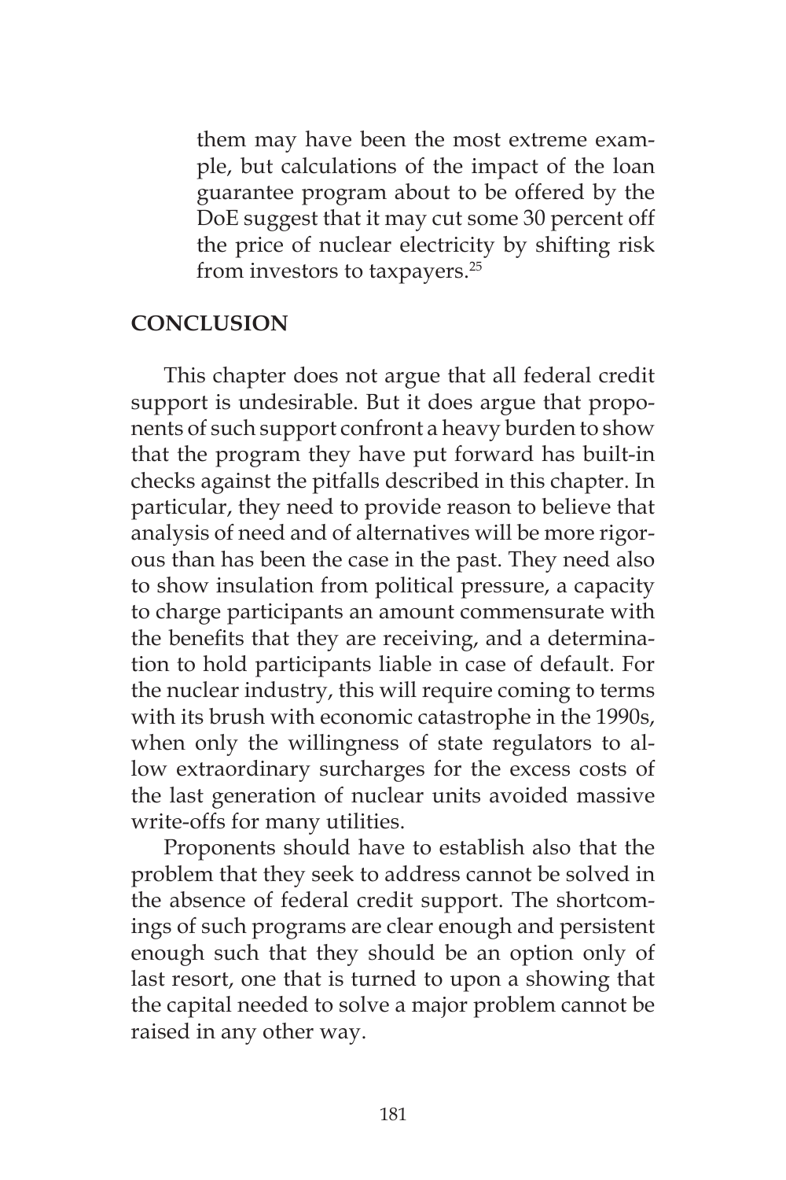them may have been the most extreme example, but calculations of the impact of the loan guarantee program about to be offered by the DoE suggest that it may cut some 30 percent off the price of nuclear electricity by shifting risk from investors to taxpayers.[25]

## CONCLUSION

This chapter does not argue that all federal credit support is undesirable. But it does argue that proponents of such support confront a heavy burden to show that the program they have put forward has built-in checks against the pitfalls described in this chapter. In particular, they need to provide reason to believe that analysis of need and of alternatives will be more rigorous than has been the case in the past. They need also to show insulation from political pressure, a capacity to charge participants an amount commensurate with the benefits that they are receiving, and a determination to hold participants liable in case of default. For the nuclear industry, this will require coming to terms with its brush with economic catastrophe in the 1990s, when only the willingness of state regulators to allow extraordinary surcharges for the excess costs of the last generation of nuclear units avoided massive write-offs for many utilities.

Proponents should have to establish also that the problem that they seek to address cannot be solved in the absence of federal credit support. The shortcomings of such programs are clear enough and persistent enough such that they should be an option only of last resort, one that is turned to upon a showing that the capital needed to solve a major problem cannot be raised in any other way.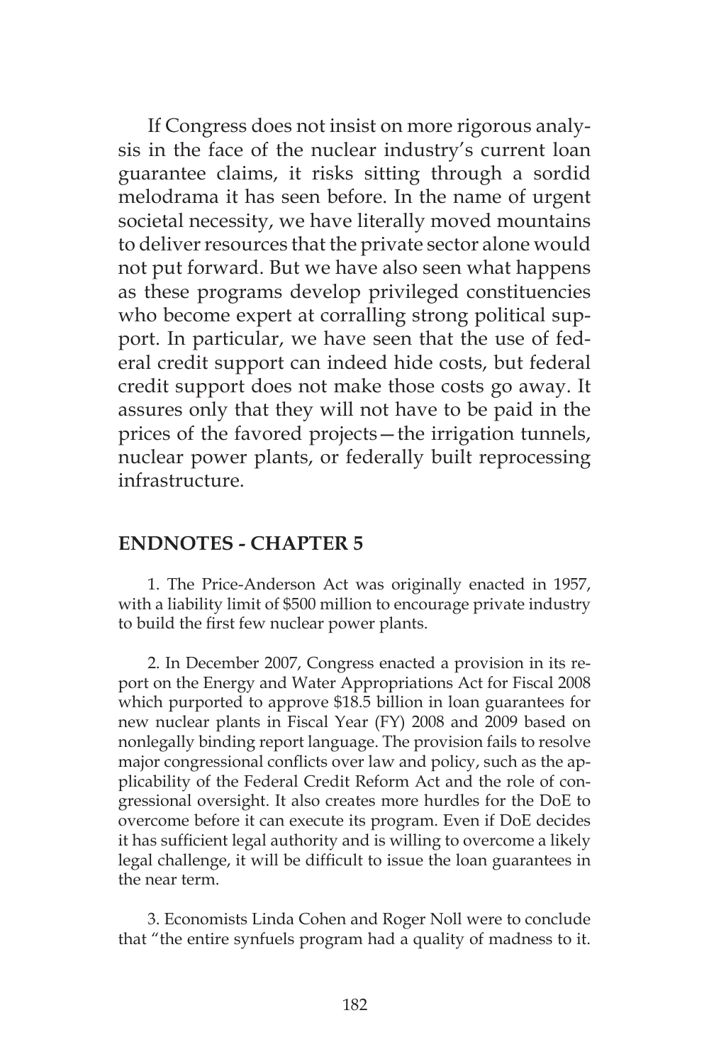If Congress does not insist on more rigorous analysis in the face of the nuclear industry's current loan guarantee claims, it risks sitting through a sordid melodrama it has seen before. In the name of urgent societal necessity, we have literally moved mountains to deliver resources that the private sector alone would not put forward. But we have also seen what happens as these programs develop privileged constituencies who become expert at corralling strong political support. In particular, we have seen that the use of federal credit support can indeed hide costs, but federal credit support does not make those costs go away. It assures only that they will not have to be paid in the prices of the favored projects—the irrigation tunnels, nuclear power plants, or federally built reprocessing infrastructure.

## ENDNOTES - CHAPTER 5

1. The Price-Anderson Act was originally enacted in 1957, with a liability limit of $500 million to encourage private industry to build the first few nuclear power plants.

2. In December 2007, Congress enacted a provision in its report on the Energy and Water Appropriations Act for Fiscal 2008 which purported to approve $18.5 billion in loan guarantees for new nuclear plants in Fiscal Year (FY) 2008 and 2009 based on nonlegally binding report language. The provision fails to resolve major congressional conflicts over law and policy, such as the applicability of the Federal Credit Reform Act and the role of congressional oversight. It also creates more hurdles for the DoE to overcome before it can execute its program. Even if DoE decides it has sufficient legal authority and is willing to overcome a likely legal challenge, it will be difficult to issue the loan guarantees in the near term.

3. Economists Linda Cohen and Roger Noll were to conclude that "the entire synfuels program had a quality of madness to it.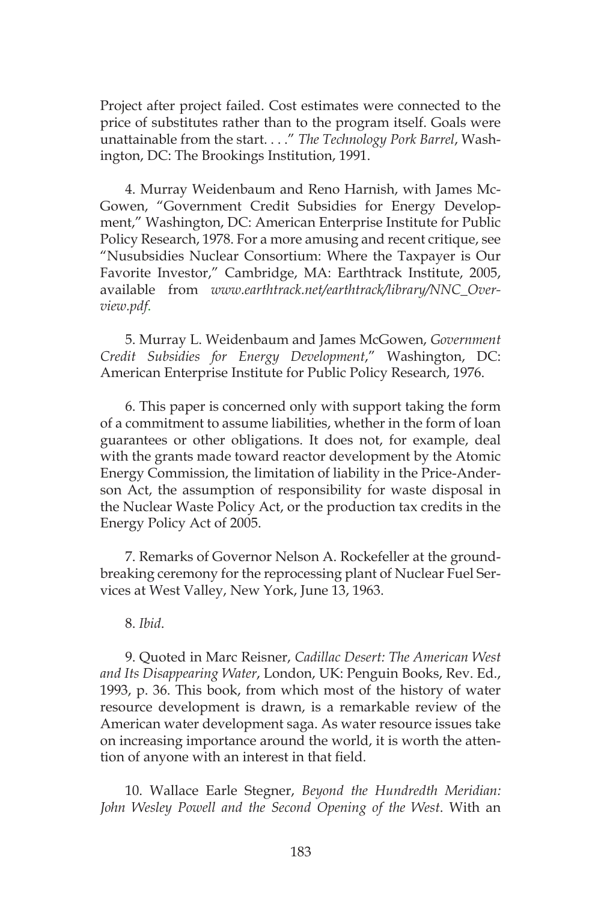Project after project failed. Cost estimates were connected to the price of substitutes rather than to the program itself. Goals were unattainable from the start. . . ." *The Technology Pork Barrel*, Washington, DC: The Brookings Institution, 1991.

4. Murray Weidenbaum and Reno Harnish, with James McGowen, "Government Credit Subsidies for Energy Development," Washington, DC: American Enterprise Institute for Public Policy Research, 1978. For a more amusing and recent critique, see "Nusubsidies Nuclear Consortium: Where the Taxpayer is Our Favorite Investor," Cambridge, MA: Earthtrack Institute, 2005, available from *www.earthtrack.net/earthtrack/library/NNC_Overview.pdf*.

5. Murray L. Weidenbaum and James McGowen, *Government Credit Subsidies for Energy Development*," Washington, DC: American Enterprise Institute for Public Policy Research, 1976.

6. This paper is concerned only with support taking the form of a commitment to assume liabilities, whether in the form of loan guarantees or other obligations. It does not, for example, deal with the grants made toward reactor development by the Atomic Energy Commission, the limitation of liability in the Price-Anderson Act, the assumption of responsibility for waste disposal in the Nuclear Waste Policy Act, or the production tax credits in the Energy Policy Act of 2005.

7. Remarks of Governor Nelson A. Rockefeller at the groundbreaking ceremony for the reprocessing plant of Nuclear Fuel Services at West Valley, New York, June 13, 1963.

8. *Ibid*.

9. Quoted in Marc Reisner, *Cadillac Desert: The American West and Its Disappearing Water*, London, UK: Penguin Books, Rev. Ed., 1993, p. 36. This book, from which most of the history of water resource development is drawn, is a remarkable review of the American water development saga. As water resource issues take on increasing importance around the world, it is worth the attention of anyone with an interest in that field.

10. Wallace Earle Stegner, *Beyond the Hundredth Meridian: John Wesley Powell and the Second Opening of the West*. With an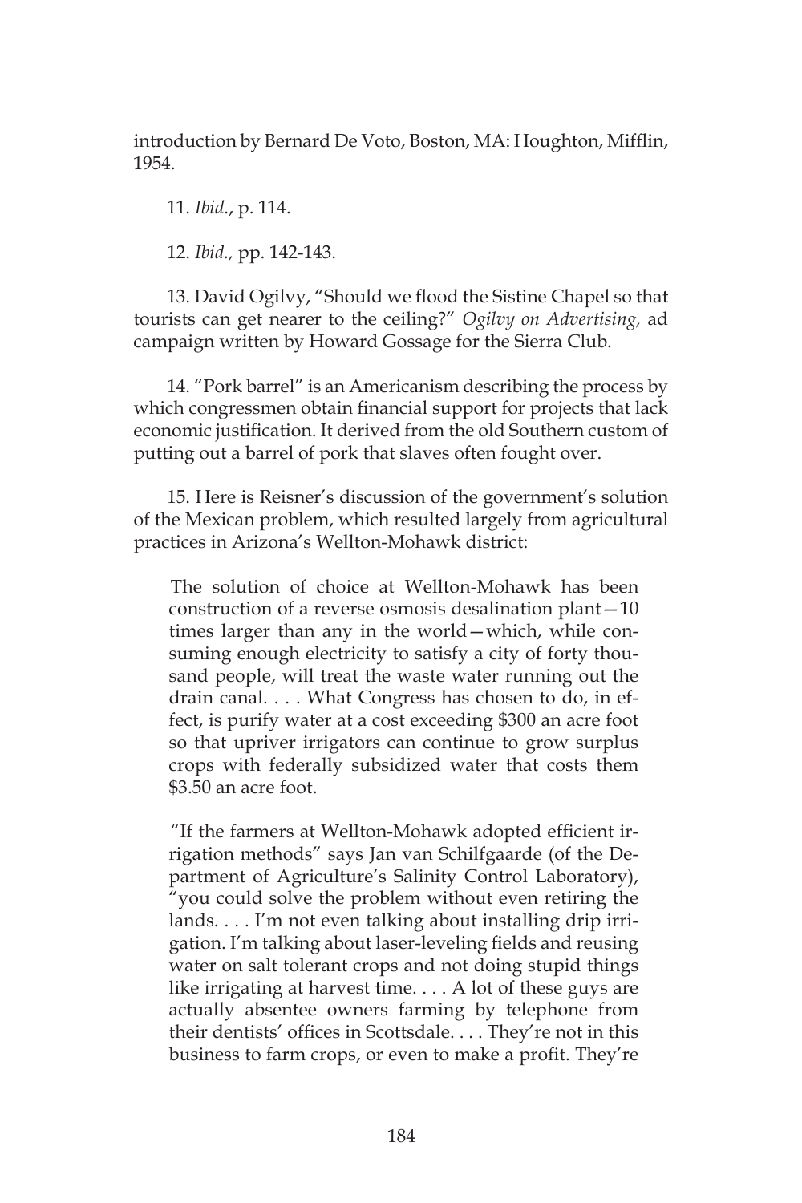introduction by Bernard De Voto, Boston, MA: Houghton, Mifflin, 1954.

11. *Ibid*., p. 114.

12. *Ibid.,* pp. 142-143.

13. David Ogilvy, "Should we flood the Sistine Chapel so that tourists can get nearer to the ceiling?" *Ogilvy on Advertising,* ad campaign written by Howard Gossage for the Sierra Club.

14. "Pork barrel" is an Americanism describing the process by which congressmen obtain financial support for projects that lack economic justification. It derived from the old Southern custom of putting out a barrel of pork that slaves often fought over.

15. Here is Reisner's discussion of the government's solution of the Mexican problem, which resulted largely from agricultural practices in Arizona's Wellton-Mohawk district:

> The solution of choice at Wellton-Mohawk has been construction of a reverse osmosis desalination plant—10 times larger than any in the world—which, while consuming enough electricity to satisfy a city of forty thousand people, will treat the waste water running out the drain canal. . . . What Congress has chosen to do, in effect, is purify water at a cost exceeding $300 an acre foot so that upriver irrigators can continue to grow surplus crops with federally subsidized water that costs them $3.50 an acre foot.
>
> "If the farmers at Wellton-Mohawk adopted efficient irrigation methods" says Jan van Schilfgaarde (of the Department of Agriculture's Salinity Control Laboratory), "you could solve the problem without even retiring the lands. . . . I'm not even talking about installing drip irrigation. I'm talking about laser-leveling fields and reusing water on salt tolerant crops and not doing stupid things like irrigating at harvest time. . . . A lot of these guys are actually absentee owners farming by telephone from their dentists' offices in Scottsdale. . . . They're not in this business to farm crops, or even to make a profit. They're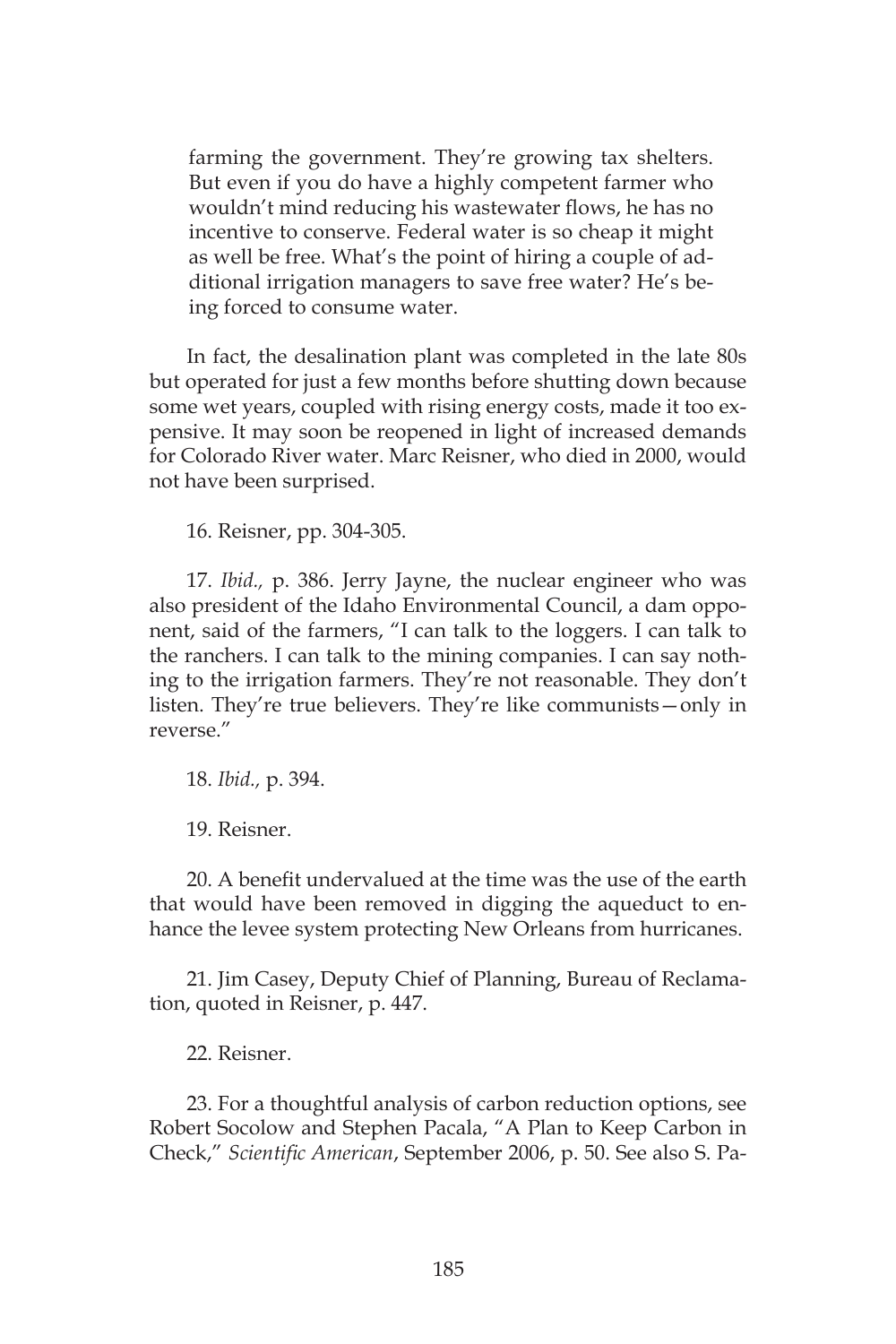> farming the government. They're growing tax shelters. But even if you do have a highly competent farmer who wouldn't mind reducing his wastewater flows, he has no incentive to conserve. Federal water is so cheap it might as well be free. What's the point of hiring a couple of additional irrigation managers to save free water? He's being forced to consume water.

In fact, the desalination plant was completed in the late 80s but operated for just a few months before shutting down because some wet years, coupled with rising energy costs, made it too expensive. It may soon be reopened in light of increased demands for Colorado River water. Marc Reisner, who died in 2000, would not have been surprised.

16. Reisner, pp. 304-305.

17. *Ibid.,* p. 386. Jerry Jayne, the nuclear engineer who was also president of the Idaho Environmental Council, a dam opponent, said of the farmers, "I can talk to the loggers. I can talk to the ranchers. I can talk to the mining companies. I can say nothing to the irrigation farmers. They're not reasonable. They don't listen. They're true believers. They're like communists—only in reverse."

18. *Ibid.,* p. 394.

19. Reisner.

20. A benefit undervalued at the time was the use of the earth that would have been removed in digging the aqueduct to enhance the levee system protecting New Orleans from hurricanes.

21. Jim Casey, Deputy Chief of Planning, Bureau of Reclamation, quoted in Reisner, p. 447.

22. Reisner.

23. For a thoughtful analysis of carbon reduction options, see Robert Socolow and Stephen Pacala, "A Plan to Keep Carbon in Check," *Scientific American*, September 2006, p. 50. See also S. Pa-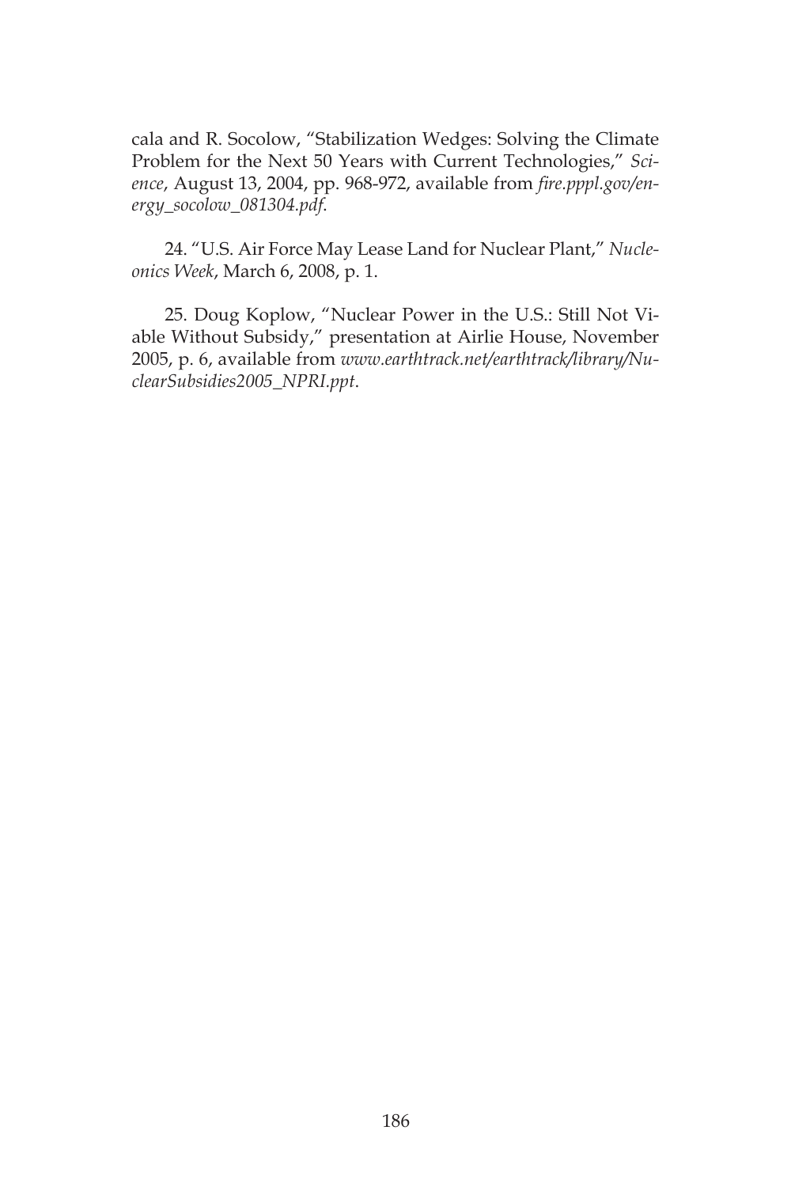cala and R. Socolow, "Stabilization Wedges: Solving the Climate Problem for the Next 50 Years with Current Technologies," *Science*, August 13, 2004, pp. 968-972, available from *fire.pppl.gov/energy_socolow_081304.pdf*.

24. "U.S. Air Force May Lease Land for Nuclear Plant," *Nucleonics Week*, March 6, 2008, p. 1.

25. Doug Koplow, "Nuclear Power in the U.S.: Still Not Viable Without Subsidy," presentation at Airlie House, November 2005, p. 6, available from *www.earthtrack.net/earthtrack/library/NuclearSubsidies2005_NPRI.ppt*.